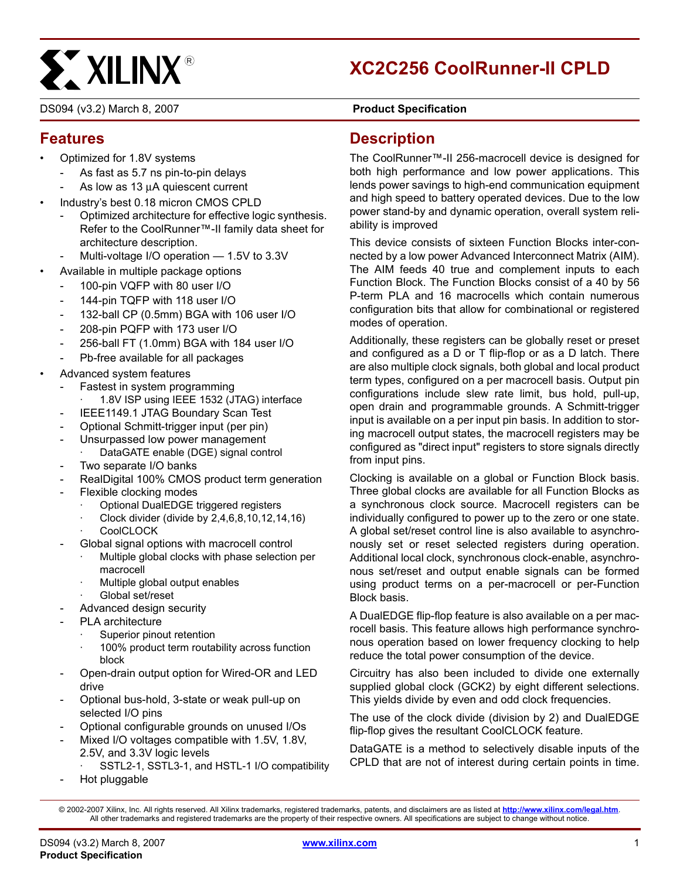# XC2C256 CoolRunner-II CPLD

DS094 (v3.2) March 8, 2007 **Product Specification**

## Features

- Optimized for 1.8V systems
  - As fast as 5.7 ns pin-to-pin delays
  - As low as 13 µA quiescent current
- Industry's best 0.18 micron CMOS CPLD
  - Optimized architecture for effective logic synthesis. Refer to the CoolRunner™-II family data sheet for architecture description.
  - Multi-voltage I/O operation — 1.5V to 3.3V
- Available in multiple package options
  - 100-pin VQFP with 80 user I/O
  - 144-pin TQFP with 118 user I/O
  - 132-ball CP (0.5mm) BGA with 106 user I/O
  - 208-pin PQFP with 173 user I/O
  - 256-ball FT (1.0mm) BGA with 184 user I/O
  - Pb-free available for all packages
- Advanced system features
  - Fastest in system programming
    - 1.8V ISP using IEEE 1532 (JTAG) interface
  - IEEE1149.1 JTAG Boundary Scan Test
  - Optional Schmitt-trigger input (per pin)
  - Unsurpassed low power management
    - DataGATE enable (DGE) signal control
  - Two separate I/O banks
  - RealDigital 100% CMOS product term generation
  - Flexible clocking modes
    - Optional DualEDGE triggered registers
    - Clock divider (divide by 2,4,6,8,10,12,14,16)
    - CoolCLOCK
  - Global signal options with macrocell control
    - Multiple global clocks with phase selection per macrocell
    - Multiple global output enables
    - Global set/reset
  - Advanced design security
  - PLA architecture
    - Superior pinout retention
    - 100% product term routability across function block
  - Open-drain output option for Wired-OR and LED drive
  - Optional bus-hold, 3-state or weak pull-up on selected I/O pins
  - Optional configurable grounds on unused I/Os
  - Mixed I/O voltages compatible with 1.5V, 1.8V, 2.5V, and 3.3V logic levels
    - SSTL2-1, SSTL3-1, and HSTL-1 I/O compatibility
  - Hot pluggable

## Description

The CoolRunner™-II 256-macrocell device is designed for both high performance and low power applications. This lends power savings to high-end communication equipment and high speed to battery operated devices. Due to the low power stand-by and dynamic operation, overall system reliability is improved

This device consists of sixteen Function Blocks inter-connected by a low power Advanced Interconnect Matrix (AIM). The AIM feeds 40 true and complement inputs to each Function Block. The Function Blocks consist of a 40 by 56 P-term PLA and 16 macrocells which contain numerous configuration bits that allow for combinational or registered modes of operation.

Additionally, these registers can be globally reset or preset and configured as a D or T flip-flop or as a D latch. There are also multiple clock signals, both global and local product term types, configured on a per macrocell basis. Output pin configurations include slew rate limit, bus hold, pull-up, open drain and programmable grounds. A Schmitt-trigger input is available on a per input pin basis. In addition to storing macrocell output states, the macrocell registers may be configured as "direct input" registers to store signals directly from input pins.

Clocking is available on a global or Function Block basis. Three global clocks are available for all Function Blocks as a synchronous clock source. Macrocell registers can be individually configured to power up to the zero or one state. A global set/reset control line is also available to asynchronously set or reset selected registers during operation. Additional local clock, synchronous clock-enable, asynchronous set/reset and output enable signals can be formed using product terms on a per-macrocell or per-Function Block basis.

A DualEDGE flip-flop feature is also available on a per macrocell basis. This feature allows high performance synchronous operation based on lower frequency clocking to help reduce the total power consumption of the device.

Circuitry has also been included to divide one externally supplied global clock (GCK2) by eight different selections. This yields divide by even and odd clock frequencies.

The use of the clock divide (division by 2) and DualEDGE flip-flop gives the resultant CoolCLOCK feature.

DataGATE is a method to selectively disable inputs of the CPLD that are not of interest during certain points in time.

© 2002-2007 Xilinx, Inc. All rights reserved. All Xilinx trademarks, registered trademarks, patents, and disclaimers are as listed at http://www.xilinx.com/legal.htm. All other trademarks and registered trademarks are the property of their respective owners. All specifications are subject to change without notice.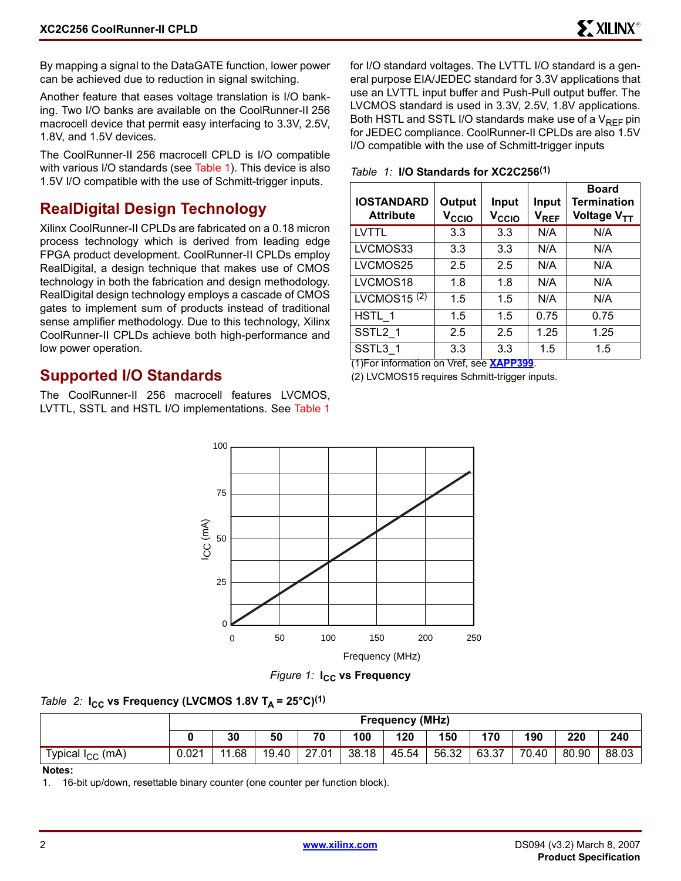By mapping a signal to the DataGATE function, lower power can be achieved due to reduction in signal switching.

Another feature that eases voltage translation is I/O banking. Two I/O banks are available on the CoolRunner-II 256 macrocell device that permit easy interfacing to 3.3V, 2.5V, 1.8V, and 1.5V devices.

The CoolRunner-II 256 macrocell CPLD is I/O compatible with various I/O standards (see Table 1). This device is also 1.5V I/O compatible with the use of Schmitt-trigger inputs.

## RealDigital Design Technology

Xilinx CoolRunner-II CPLDs are fabricated on a 0.18 micron process technology which is derived from leading edge FPGA product development. CoolRunner-II CPLDs employ RealDigital, a design technique that makes use of CMOS technology in both the fabrication and design methodology. RealDigital design technology employs a cascade of CMOS gates to implement sum of products instead of traditional sense amplifier methodology. Due to this technology, Xilinx CoolRunner-II CPLDs achieve both high-performance and low power operation.

## Supported I/O Standards

The CoolRunner-II 256 macrocell features LVCMOS, LVTTL, SSTL and HSTL I/O implementations. See Table 1 for I/O standard voltages. The LVTTL I/O standard is a general purpose EIA/JEDEC standard for 3.3V applications that use an LVTTL input buffer and Push-Pull output buffer. The LVCMOS standard is used in 3.3V, 2.5V, 1.8V applications. Both HSTL and SSTL I/O standards make use of a $V_{REF}$ pin for JEDEC compliance. CoolRunner-II CPLDs are also 1.5V I/O compatible with the use of Schmitt-trigger inputs

*Table 1:* **I/O Standards for XC2C256[(1)]**

| IOSTANDARD Attribute | Output $V_{CCIO}$ | Input $V_{CCIO}$ | Input $V_{REF}$ | Board Termination Voltage $V_{TT}$ |
|---|---|---|---|---|
| LVTTL | 3.3 | 3.3 | N/A | N/A |
| LVCMOS33 | 3.3 | 3.3 | N/A | N/A |
| LVCMOS25 | 2.5 | 2.5 | N/A | N/A |
| LVCMOS18 | 1.8 | 1.8 | N/A | N/A |
| LVCMOS15 [(2)] | 1.5 | 1.5 | N/A | N/A |
| HSTL_1 | 1.5 | 1.5 | 0.75 | 0.75 |
| SSTL2_1 | 2.5 | 2.5 | 1.25 | 1.25 |
| SSTL3_1 | 3.3 | 3.3 | 1.5 | 1.5 |

(1)For information on Vref, see XAPP399.

(2) LVCMOS15 requires Schmitt-trigger inputs.

*Figure 1:* **$I_{CC}$ vs Frequency**

*Table 2:* **$I_{CC}$ vs Frequency (LVCMOS 1.8V $T_A$ = 25°C)[(1)]**

| | Frequency (MHz) | | | | | | | | | | |
|---|---|---|---|---|---|---|---|---|---|---|---|
| | 0 | 30 | 50 | 70 | 100 | 120 | 150 | 170 | 190 | 220 | 240 |
| Typical $I_{CC}$ (mA) | 0.021 | 11.68 | 19.40 | 27.01 | 38.18 | 45.54 | 56.32 | 63.37 | 70.40 | 80.90 | 88.03 |

**Notes:**

1. 16-bit up/down, resettable binary counter (one counter per function block).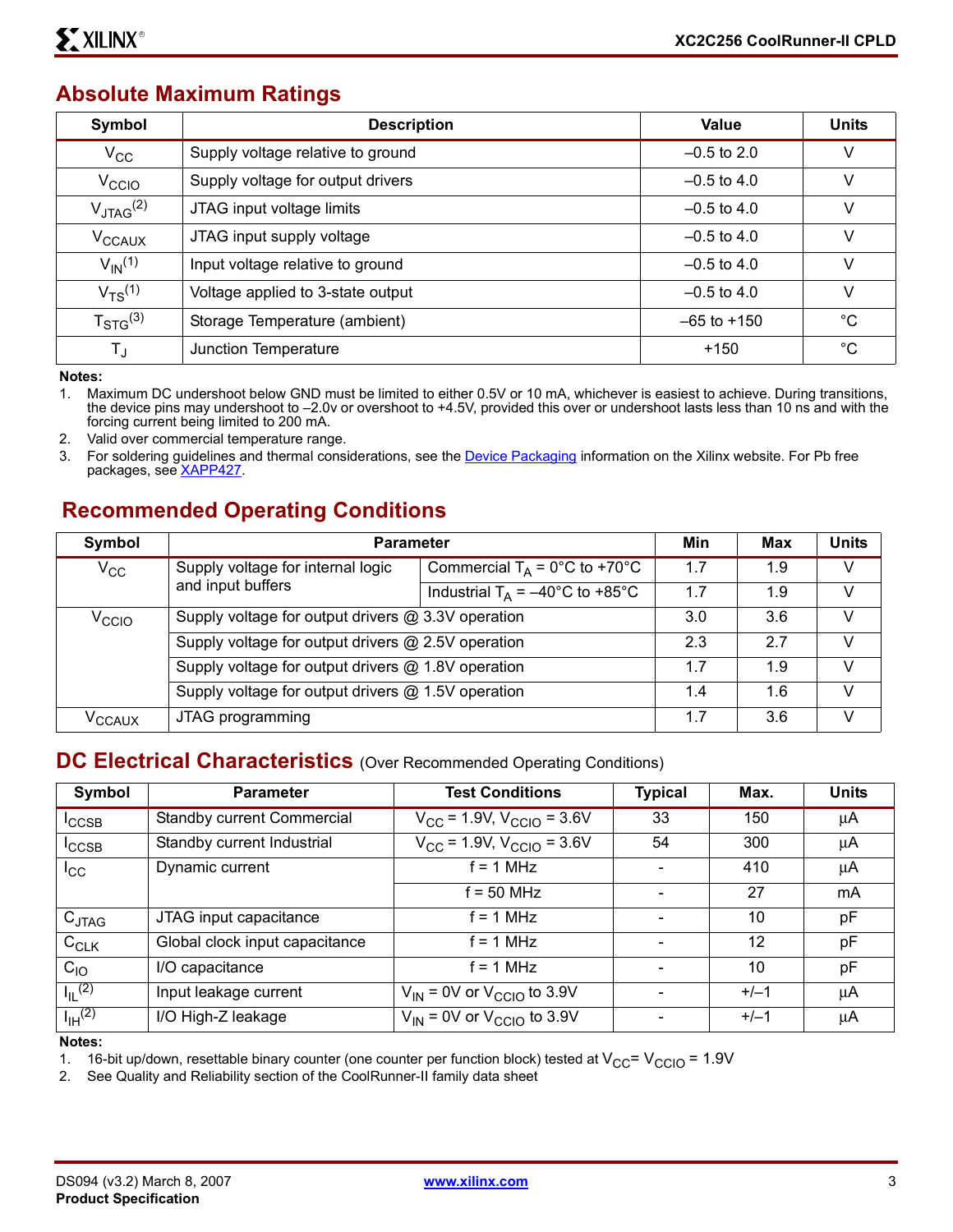## Absolute Maximum Ratings

| Symbol | Description | Value | Units |
|---|---|---|---|
| $V_{CC}$ | Supply voltage relative to ground | –0.5 to 2.0 | V |
| $V_{CCIO}$ | Supply voltage for output drivers | –0.5 to 4.0 | V |
| $V_{JTAG}$(2) | JTAG input voltage limits | –0.5 to 4.0 | V |
| $V_{CCAUX}$ | JTAG input supply voltage | –0.5 to 4.0 | V |
| $V_{IN}$(1) | Input voltage relative to ground | –0.5 to 4.0 | V |
| $V_{TS}$(1) | Voltage applied to 3-state output | –0.5 to 4.0 | V |
| $T_{STG}$(3) | Storage Temperature (ambient) | –65 to +150 | °C |
| $T_J$ | Junction Temperature | +150 | °C |

**Notes:**

1. Maximum DC undershoot below GND must be limited to either 0.5V or 10 mA, whichever is easiest to achieve. During transitions, the device pins may undershoot to –2.0v or overshoot to +4.5V, provided this over or undershoot lasts less than 10 ns and with the forcing current being limited to 200 mA.
2. Valid over commercial temperature range.
3. For soldering guidelines and thermal considerations, see the Device Packaging information on the Xilinx website. For Pb free packages, see XAPP427.

## Recommended Operating Conditions

| Symbol | Parameter | | Min | Max | Units |
|---|---|---|---|---|---|
| $V_{CC}$ | Supply voltage for internal logic and input buffers | Commercial $T_A$ = 0°C to +70°C | 1.7 | 1.9 | V |
| | | Industrial $T_A$ = –40°C to +85°C | 1.7 | 1.9 | V |
| $V_{CCIO}$ | Supply voltage for output drivers @ 3.3V operation | | 3.0 | 3.6 | V |
| | Supply voltage for output drivers @ 2.5V operation | | 2.3 | 2.7 | V |
| | Supply voltage for output drivers @ 1.8V operation | | 1.7 | 1.9 | V |
| | Supply voltage for output drivers @ 1.5V operation | | 1.4 | 1.6 | V |
| $V_{CCAUX}$ | JTAG programming | | 1.7 | 3.6 | V |

## DC Electrical Characteristics (Over Recommended Operating Conditions)

| Symbol | Parameter | Test Conditions | Typical | Max. | Units |
|---|---|---|---|---|---|
| $I_{CCSB}$ | Standby current Commercial | $V_{CC}$ = 1.9V, $V_{CCIO}$ = 3.6V | 33 | 150 | µA |
| $I_{CCSB}$ | Standby current Industrial | $V_{CC}$ = 1.9V, $V_{CCIO}$ = 3.6V | 54 | 300 | µA |
| $I_{CC}$ | Dynamic current | f = 1 MHz | - | 410 | µA |
| | | f = 50 MHz | - | 27 | mA |
| $C_{JTAG}$ | JTAG input capacitance | f = 1 MHz | - | 10 | pF |
| $C_{CLK}$ | Global clock input capacitance | f = 1 MHz | - | 12 | pF |
| $C_{IO}$ | I/O capacitance | f = 1 MHz | - | 10 | pF |
| $I_{IL}$(2) | Input leakage current | $V_{IN}$ = 0V or $V_{CCIO}$ to 3.9V | - | +/–1 | µA |
| $I_{IH}$(2) | I/O High-Z leakage | $V_{IN}$ = 0V or $V_{CCIO}$ to 3.9V | - | +/–1 | µA |

**Notes:**

1. 16-bit up/down, resettable binary counter (one counter per function block) tested at $V_{CC}$= $V_{CCIO}$ = 1.9V
2. See Quality and Reliability section of the CoolRunner-II family data sheet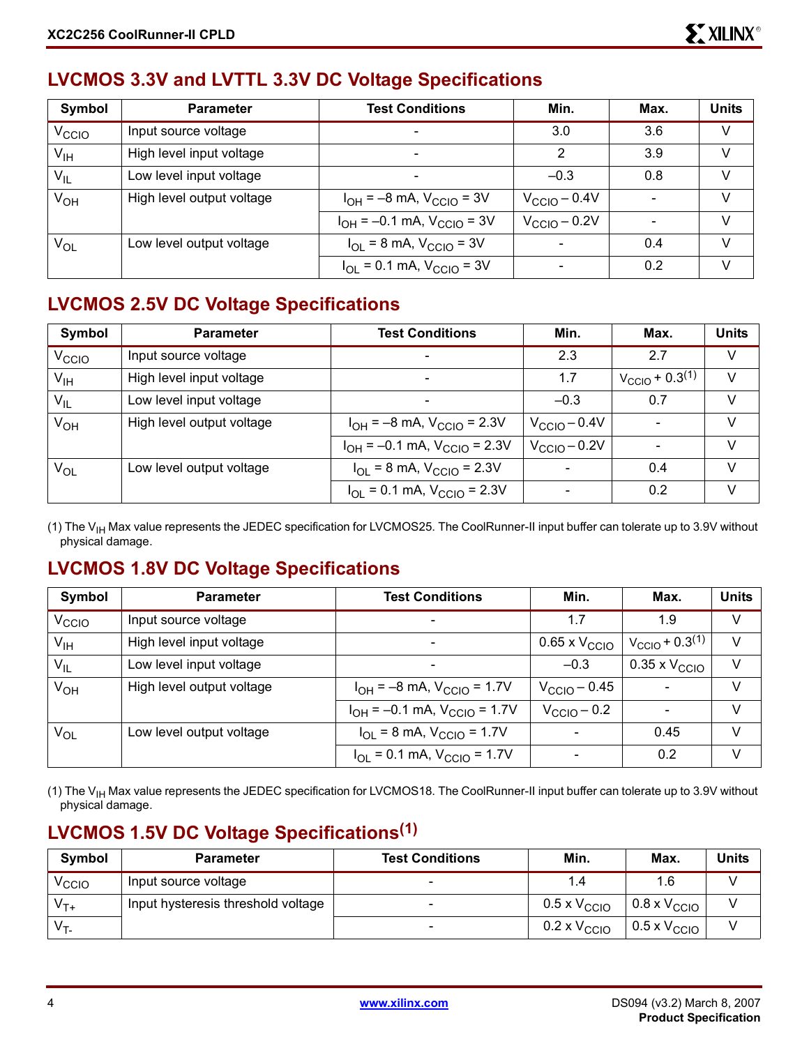## LVCMOS 3.3V and LVTTL 3.3V DC Voltage Specifications

| Symbol | Parameter | Test Conditions | Min. | Max. | Units |
|---|---|---|---|---|---|
| $V_{CCIO}$ | Input source voltage | - | 3.0 | 3.6 | V |
| $V_{IH}$ | High level input voltage | - | 2 | 3.9 | V |
| $V_{IL}$ | Low level input voltage | - | –0.3 | 0.8 | V |
| $V_{OH}$ | High level output voltage | $I_{OH}$ = –8 mA, $V_{CCIO}$ = 3V | $V_{CCIO}$ – 0.4V | - | V |
| | | $I_{OH}$ = –0.1 mA, $V_{CCIO}$ = 3V | $V_{CCIO}$ – 0.2V | - | V |
| $V_{OL}$ | Low level output voltage | $I_{OL}$ = 8 mA, $V_{CCIO}$ = 3V | - | 0.4 | V |
| | | $I_{OL}$ = 0.1 mA, $V_{CCIO}$ = 3V | - | 0.2 | V |

## LVCMOS 2.5V DC Voltage Specifications

| Symbol | Parameter | Test Conditions | Min. | Max. | Units |
|---|---|---|---|---|---|
| $V_{CCIO}$ | Input source voltage | - | 2.3 | 2.7 | V |
| $V_{IH}$ | High level input voltage | - | 1.7 | $V_{CCIO}$ + 0.3[1] | V |
| $V_{IL}$ | Low level input voltage | - | –0.3 | 0.7 | V |
| $V_{OH}$ | High level output voltage | $I_{OH}$ = –8 mA, $V_{CCIO}$ = 2.3V | $V_{CCIO}$ – 0.4V | - | V |
| | | $I_{OH}$ = –0.1 mA, $V_{CCIO}$ = 2.3V | $V_{CCIO}$ – 0.2V | - | V |
| $V_{OL}$ | Low level output voltage | $I_{OL}$ = 8 mA, $V_{CCIO}$ = 2.3V | - | 0.4 | V |
| | | $I_{OL}$ = 0.1 mA, $V_{CCIO}$ = 2.3V | - | 0.2 | V |

(1) The $V_{IH}$ Max value represents the JEDEC specification for LVCMOS25. The CoolRunner-II input buffer can tolerate up to 3.9V without physical damage.

## LVCMOS 1.8V DC Voltage Specifications

| Symbol | Parameter | Test Conditions | Min. | Max. | Units |
|---|---|---|---|---|---|
| $V_{CCIO}$ | Input source voltage | - | 1.7 | 1.9 | V |
| $V_{IH}$ | High level input voltage | - | 0.65 x $V_{CCIO}$ | $V_{CCIO}$ + 0.3[1] | V |
| $V_{IL}$ | Low level input voltage | - | –0.3 | 0.35 x $V_{CCIO}$ | V |
| $V_{OH}$ | High level output voltage | $I_{OH}$ = –8 mA, $V_{CCIO}$ = 1.7V | $V_{CCIO}$ – 0.45 | - | V |
| | | $I_{OH}$ = –0.1 mA, $V_{CCIO}$ = 1.7V | $V_{CCIO}$ – 0.2 | - | V |
| $V_{OL}$ | Low level output voltage | $I_{OL}$ = 8 mA, $V_{CCIO}$ = 1.7V | - | 0.45 | V |
| | | $I_{OL}$ = 0.1 mA, $V_{CCIO}$ = 1.7V | - | 0.2 | V |

(1) The $V_{IH}$ Max value represents the JEDEC specification for LVCMOS18. The CoolRunner-II input buffer can tolerate up to 3.9V without physical damage.

## LVCMOS 1.5V DC Voltage Specifications[1]

| Symbol | Parameter | Test Conditions | Min. | Max. | Units |
|---|---|---|---|---|---|
| $V_{CCIO}$ | Input source voltage | - | 1.4 | 1.6 | V |
| $V_{T+}$ | Input hysteresis threshold voltage | - | 0.5 x $V_{CCIO}$ | 0.8 x $V_{CCIO}$ | V |
| $V_{T-}$ | | - | 0.2 x $V_{CCIO}$ | 0.5 x $V_{CCIO}$ | V |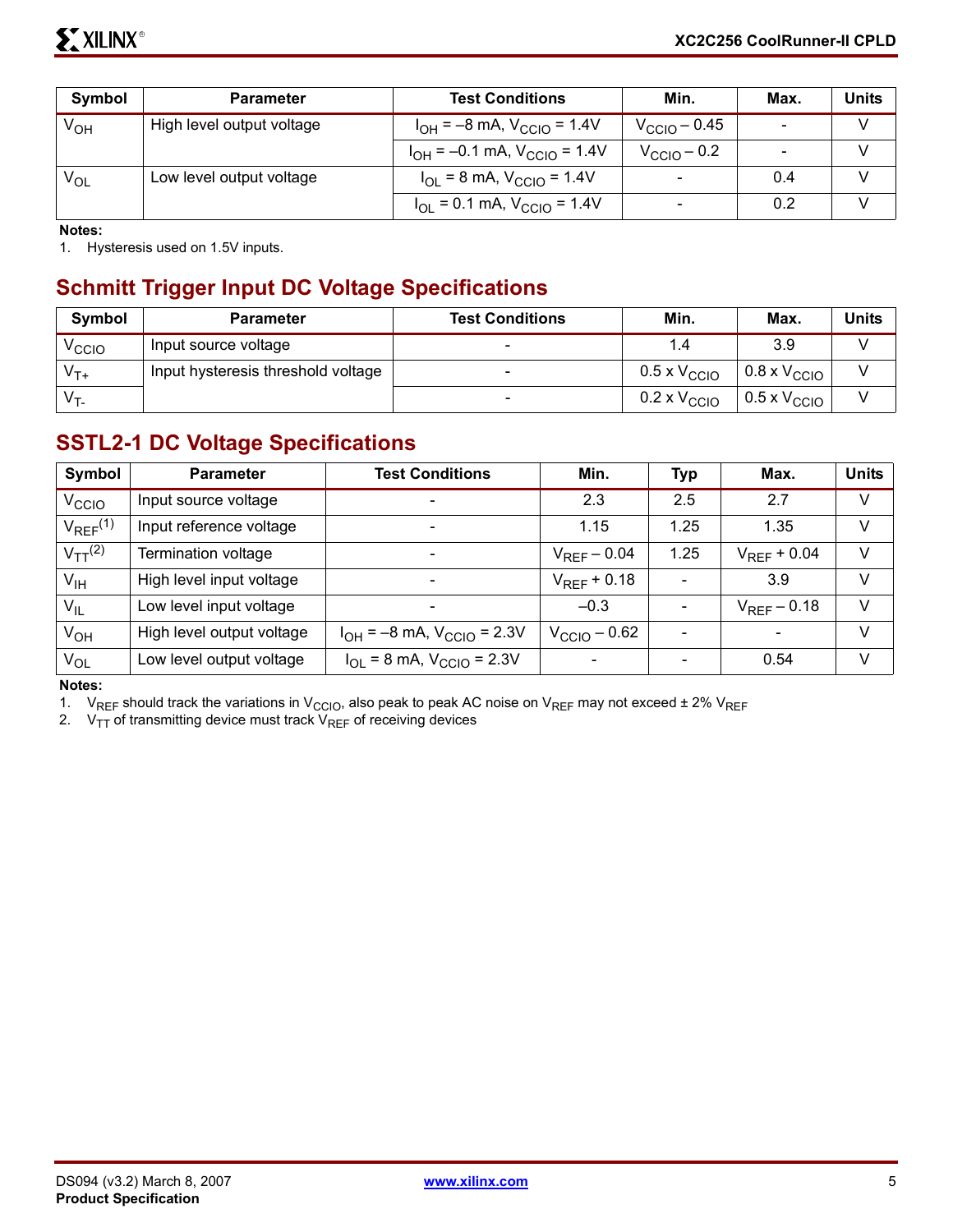| Symbol | Parameter | Test Conditions | Min. | Max. | Units |
|---|---|---|---|---|---|
| $V_{OH}$ | High level output voltage | $I_{OH}$ = –8 mA, $V_{CCIO}$ = 1.4V | $V_{CCIO}$ – 0.45 | - | V |
| | | $I_{OH}$ = –0.1 mA, $V_{CCIO}$ = 1.4V | $V_{CCIO}$ – 0.2 | - | V |
| $V_{OL}$ | Low level output voltage | $I_{OL}$ = 8 mA, $V_{CCIO}$ = 1.4V | - | 0.4 | V |
| | | $I_{OL}$ = 0.1 mA, $V_{CCIO}$ = 1.4V | - | 0.2 | V |

**Notes:**

1. Hysteresis used on 1.5V inputs.

## Schmitt Trigger Input DC Voltage Specifications

| Symbol | Parameter | Test Conditions | Min. | Max. | Units |
|---|---|---|---|---|---|
| $V_{CCIO}$ | Input source voltage | - | 1.4 | 3.9 | V |
| $V_{T+}$ | Input hysteresis threshold voltage | - | 0.5 x $V_{CCIO}$ | 0.8 x $V_{CCIO}$ | V |
| $V_{T-}$ | | - | 0.2 x $V_{CCIO}$ | 0.5 x $V_{CCIO}$ | V |

## SSTL2-1 DC Voltage Specifications

| Symbol | Parameter | Test Conditions | Min. | Typ | Max. | Units |
|---|---|---|---|---|---|---|
| $V_{CCIO}$ | Input source voltage | - | 2.3 | 2.5 | 2.7 | V |
| $V_{REF}$(1) | Input reference voltage | - | 1.15 | 1.25 | 1.35 | V |
| $V_{TT}$(2) | Termination voltage | - | $V_{REF}$ – 0.04 | 1.25 | $V_{REF}$ + 0.04 | V |
| $V_{IH}$ | High level input voltage | - | $V_{REF}$ + 0.18 | - | 3.9 | V |
| $V_{IL}$ | Low level input voltage | - | –0.3 | - | $V_{REF}$ – 0.18 | V |
| $V_{OH}$ | High level output voltage | $I_{OH}$ = –8 mA, $V_{CCIO}$ = 2.3V | $V_{CCIO}$ – 0.62 | - | - | V |
| $V_{OL}$ | Low level output voltage | $I_{OL}$ = 8 mA, $V_{CCIO}$ = 2.3V | - | - | 0.54 | V |

**Notes:**

1. $V_{REF}$ should track the variations in $V_{CCIO}$, also peak to peak AC noise on $V_{REF}$ may not exceed ± 2% $V_{REF}$
2. $V_{TT}$ of transmitting device must track $V_{REF}$ of receiving devices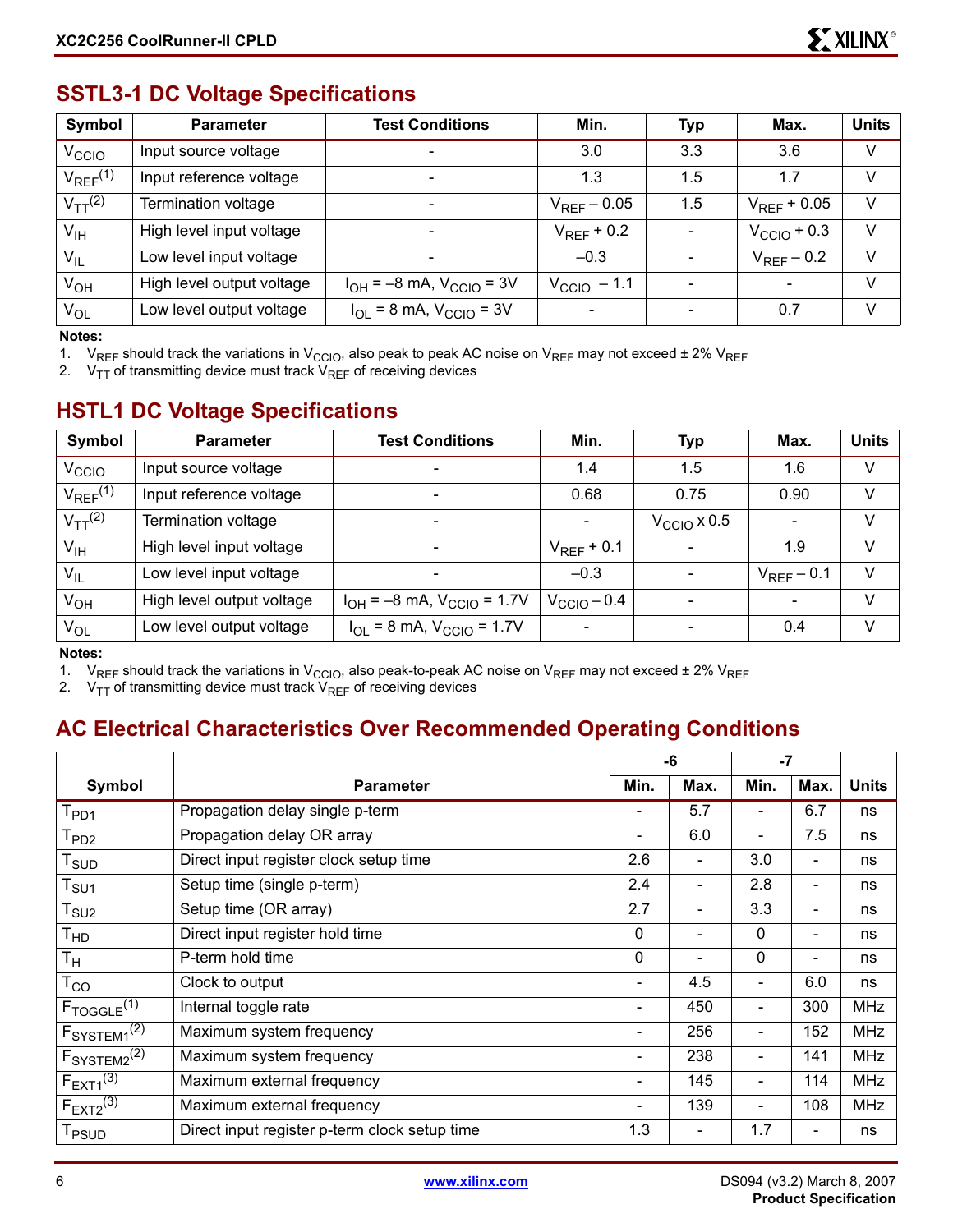## SSTL3-1 DC Voltage Specifications

| Symbol | Parameter | Test Conditions | Min. | Typ | Max. | Units |
|---|---|---|---|---|---|---|
| $V_{CCIO}$ | Input source voltage | - | 3.0 | 3.3 | 3.6 | V |
| $V_{REF}$[1] | Input reference voltage | - | 1.3 | 1.5 | 1.7 | V |
| $V_{TT}$[2] | Termination voltage | - | $V_{REF} - 0.05$ | 1.5 | $V_{REF} + 0.05$ | V |
| $V_{IH}$ | High level input voltage | - | $V_{REF} + 0.2$ | - | $V_{CCIO} + 0.3$ | V |
| $V_{IL}$ | Low level input voltage | - | –0.3 | - | $V_{REF} - 0.2$ | V |
| $V_{OH}$ | High level output voltage | $I_{OH} = -8$ mA, $V_{CCIO} = 3V$ | $V_{CCIO} - 1.1$ | - | - | V |
| $V_{OL}$ | Low level output voltage | $I_{OL} = 8$ mA, $V_{CCIO} = 3V$ | - | - | 0.7 | V |

**Notes:**

1. $V_{REF}$ should track the variations in $V_{CCIO}$, also peak to peak AC noise on $V_{REF}$ may not exceed ± 2% $V_{REF}$
2. $V_{TT}$ of transmitting device must track $V_{REF}$ of receiving devices

## HSTL1 DC Voltage Specifications

| Symbol | Parameter | Test Conditions | Min. | Typ | Max. | Units |
|---|---|---|---|---|---|---|
| $V_{CCIO}$ | Input source voltage | - | 1.4 | 1.5 | 1.6 | V |
| $V_{REF}$[1] | Input reference voltage | - | 0.68 | 0.75 | 0.90 | V |
| $V_{TT}$[2] | Termination voltage | - | - | $V_{CCIO} \times 0.5$ | - | V |
| $V_{IH}$ | High level input voltage | - | $V_{REF} + 0.1$ | - | 1.9 | V |
| $V_{IL}$ | Low level input voltage | - | –0.3 | - | $V_{REF} - 0.1$ | V |
| $V_{OH}$ | High level output voltage | $I_{OH} = -8$ mA, $V_{CCIO} = 1.7V$ | $V_{CCIO} - 0.4$ | - | - | V |
| $V_{OL}$ | Low level output voltage | $I_{OL} = 8$ mA, $V_{CCIO} = 1.7V$ | - | - | 0.4 | V |

**Notes:**

1. $V_{REF}$ should track the variations in $V_{CCIO}$, also peak-to-peak AC noise on $V_{REF}$ may not exceed ± 2% $V_{REF}$
2. $V_{TT}$ of transmitting device must track $V_{REF}$ of receiving devices

## AC Electrical Characteristics Over Recommended Operating Conditions

| Symbol | Parameter | -6 | | -7 | | Units |
|---|---|---|---|---|---|---|
| | | Min. | Max. | Min. | Max. | |
| $T_{PD1}$ | Propagation delay single p-term | - | 5.7 | - | 6.7 | ns |
| $T_{PD2}$ | Propagation delay OR array | - | 6.0 | - | 7.5 | ns |
| $T_{SUD}$ | Direct input register clock setup time | 2.6 | - | 3.0 | - | ns |
| $T_{SU1}$ | Setup time (single p-term) | 2.4 | - | 2.8 | - | ns |
| $T_{SU2}$ | Setup time (OR array) | 2.7 | - | 3.3 | - | ns |
| $T_{HD}$ | Direct input register hold time | 0 | - | 0 | - | ns |
| $T_H$ | P-term hold time | 0 | - | 0 | - | ns |
| $T_{CO}$ | Clock to output | - | 4.5 | - | 6.0 | ns |
| $F_{TOGGLE}$[1] | Internal toggle rate | - | 450 | - | 300 | MHz |
| $F_{SYSTEM1}$[2] | Maximum system frequency | - | 256 | - | 152 | MHz |
| $F_{SYSTEM2}$[2] | Maximum system frequency | - | 238 | - | 141 | MHz |
| $F_{EXT1}$[3] | Maximum external frequency | - | 145 | - | 114 | MHz |
| $F_{EXT2}$[3] | Maximum external frequency | - | 139 | - | 108 | MHz |
| $T_{PSUD}$ | Direct input register p-term clock setup time | 1.3 | - | 1.7 | - | ns |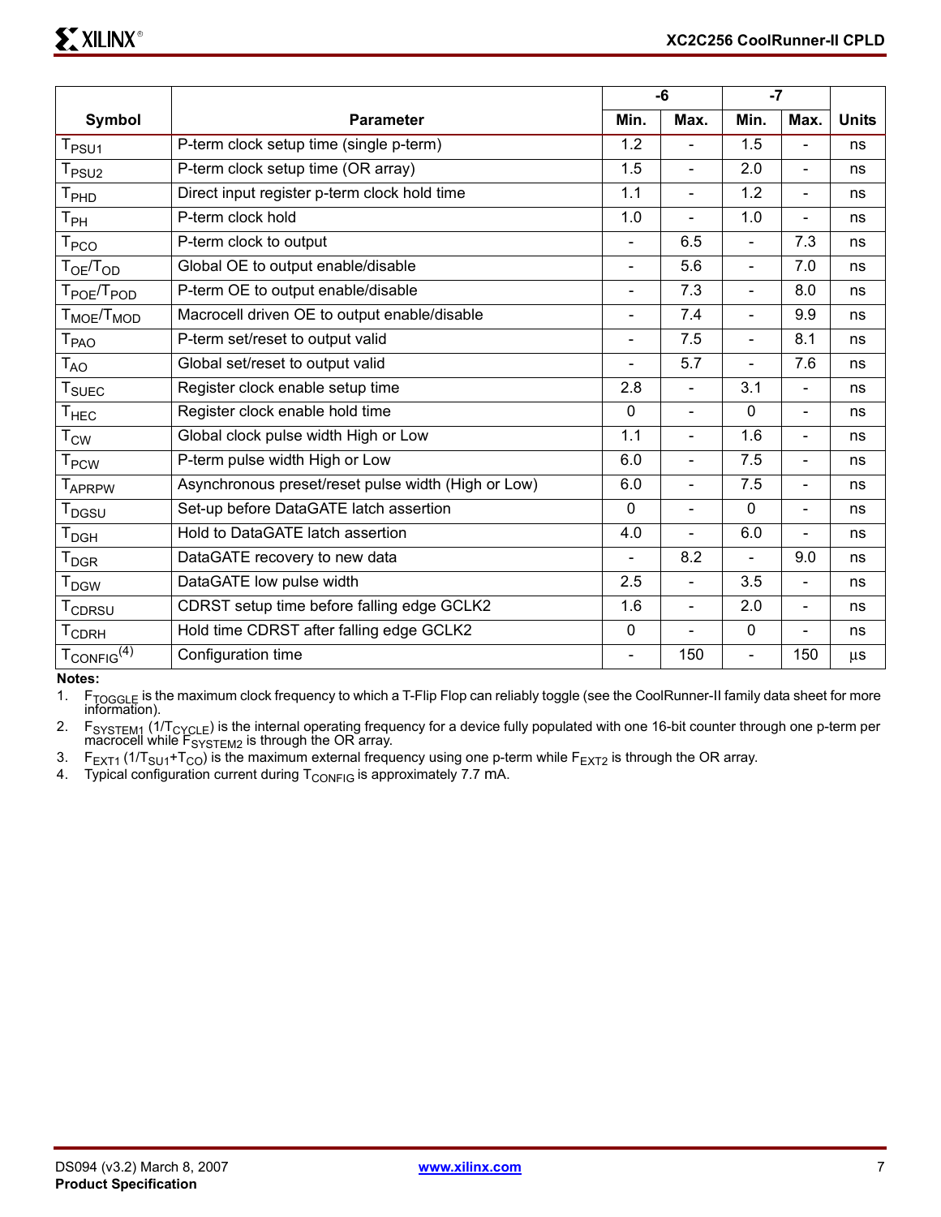| Symbol | Parameter | -6 | | -7 | | Units |
|---|---|---|---|---|---|---|
| | | Min. | Max. | Min. | Max. | |
| $T_{PSU1}$ | P-term clock setup time (single p-term) | 1.2 | - | 1.5 | - | ns |
| $T_{PSU2}$ | P-term clock setup time (OR array) | 1.5 | - | 2.0 | - | ns |
| $T_{PHD}$ | Direct input register p-term clock hold time | 1.1 | - | 1.2 | - | ns |
| $T_{PH}$ | P-term clock hold | 1.0 | - | 1.0 | - | ns |
| $T_{PCO}$ | P-term clock to output | - | 6.5 | - | 7.3 | ns |
| $T_{OE}/T_{OD}$ | Global OE to output enable/disable | - | 5.6 | - | 7.0 | ns |
| $T_{POE}/T_{POD}$ | P-term OE to output enable/disable | - | 7.3 | - | 8.0 | ns |
| $T_{MOE}/T_{MOD}$ | Macrocell driven OE to output enable/disable | - | 7.4 | - | 9.9 | ns |
| $T_{PAO}$ | P-term set/reset to output valid | - | 7.5 | - | 8.1 | ns |
| $T_{AO}$ | Global set/reset to output valid | - | 5.7 | - | 7.6 | ns |
| $T_{SUEC}$ | Register clock enable setup time | 2.8 | - | 3.1 | - | ns |
| $T_{HEC}$ | Register clock enable hold time | 0 | - | 0 | - | ns |
| $T_{CW}$ | Global clock pulse width High or Low | 1.1 | - | 1.6 | - | ns |
| $T_{PCW}$ | P-term pulse width High or Low | 6.0 | - | 7.5 | - | ns |
| $T_{APRPW}$ | Asynchronous preset/reset pulse width (High or Low) | 6.0 | - | 7.5 | - | ns |
| $T_{DGSU}$ | Set-up before DataGATE latch assertion | 0 | - | 0 | - | ns |
| $T_{DGH}$ | Hold to DataGATE latch assertion | 4.0 | - | 6.0 | - | ns |
| $T_{DGR}$ | DataGATE recovery to new data | - | 8.2 | - | 9.0 | ns |
| $T_{DGW}$ | DataGATE low pulse width | 2.5 | - | 3.5 | - | ns |
| $T_{CDRSU}$ | CDRST setup time before falling edge GCLK2 | 1.6 | - | 2.0 | - | ns |
| $T_{CDRH}$ | Hold time CDRST after falling edge GCLK2 | 0 | - | 0 | - | ns |
| $T_{CONFIG}$[4] | Configuration time | - | 150 | - | 150 | µs |

**Notes:**

1. $F_{TOGGLE}$ is the maximum clock frequency to which a T-Flip Flop can reliably toggle (see the CoolRunner-II family data sheet for more information).
2. $F_{SYSTEM1}$ ($1/T_{CYCLE}$) is the internal operating frequency for a device fully populated with one 16-bit counter through one p-term per macrocell while $F_{SYSTEM2}$ is through the OR array.
3. $F_{EXT1}$ ($1/T_{SU1}+T_{CO}$) is the maximum external frequency using one p-term while $F_{EXT2}$ is through the OR array.
4. Typical configuration current during $T_{CONFIG}$ is approximately 7.7 mA.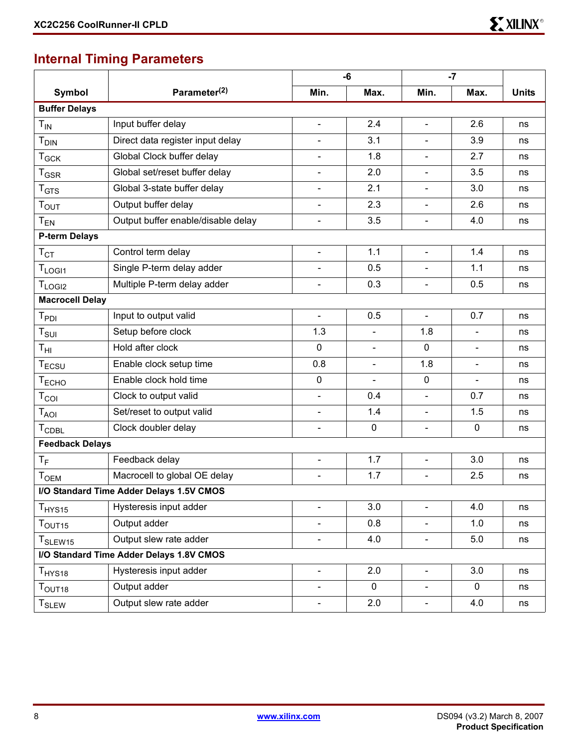## Internal Timing Parameters

| Symbol | Parameter(2) | -6 | | -7 | | Units |
|---|---|---|---|---|---|---|
| | | Min. | Max. | Min. | Max. | |
| **Buffer Delays** | | | | | | |
| $T_{IN}$ | Input buffer delay | - | 2.4 | - | 2.6 | ns |
| $T_{DIN}$ | Direct data register input delay | - | 3.1 | - | 3.9 | ns |
| $T_{GCK}$ | Global Clock buffer delay | - | 1.8 | - | 2.7 | ns |
| $T_{GSR}$ | Global set/reset buffer delay | - | 2.0 | - | 3.5 | ns |
| $T_{GTS}$ | Global 3-state buffer delay | - | 2.1 | - | 3.0 | ns |
| $T_{OUT}$ | Output buffer delay | - | 2.3 | - | 2.6 | ns |
| $T_{EN}$ | Output buffer enable/disable delay | - | 3.5 | - | 4.0 | ns |
| **P-term Delays** | | | | | | |
| $T_{CT}$ | Control term delay | - | 1.1 | - | 1.4 | ns |
| $T_{LOGI1}$ | Single P-term delay adder | - | 0.5 | - | 1.1 | ns |
| $T_{LOGI2}$ | Multiple P-term delay adder | - | 0.3 | - | 0.5 | ns |
| **Macrocell Delay** | | | | | | |
| $T_{PDI}$ | Input to output valid | - | 0.5 | - | 0.7 | ns |
| $T_{SUI}$ | Setup before clock | 1.3 | - | 1.8 | - | ns |
| $T_{HI}$ | Hold after clock | 0 | - | 0 | - | ns |
| $T_{ECSU}$ | Enable clock setup time | 0.8 | - | 1.8 | - | ns |
| $T_{ECHO}$ | Enable clock hold time | 0 | - | 0 | - | ns |
| $T_{COI}$ | Clock to output valid | - | 0.4 | - | 0.7 | ns |
| $T_{AOI}$ | Set/reset to output valid | - | 1.4 | - | 1.5 | ns |
| $T_{CDBL}$ | Clock doubler delay | - | 0 | - | 0 | ns |
| **Feedback Delays** | | | | | | |
| $T_{F}$ | Feedback delay | - | 1.7 | - | 3.0 | ns |
| $T_{OEM}$ | Macrocell to global OE delay | - | 1.7 | - | 2.5 | ns |
| **I/O Standard Time Adder Delays 1.5V CMOS** | | | | | | |
| $T_{HYS15}$ | Hysteresis input adder | - | 3.0 | - | 4.0 | ns |
| $T_{OUT15}$ | Output adder | - | 0.8 | - | 1.0 | ns |
| $T_{SLEW15}$ | Output slew rate adder | - | 4.0 | - | 5.0 | ns |
| **I/O Standard Time Adder Delays 1.8V CMOS** | | | | | | |
| $T_{HYS18}$ | Hysteresis input adder | - | 2.0 | - | 3.0 | ns |
| $T_{OUT18}$ | Output adder | - | 0 | - | 0 | ns |
| $T_{SLEW}$ | Output slew rate adder | - | 2.0 | - | 4.0 | ns |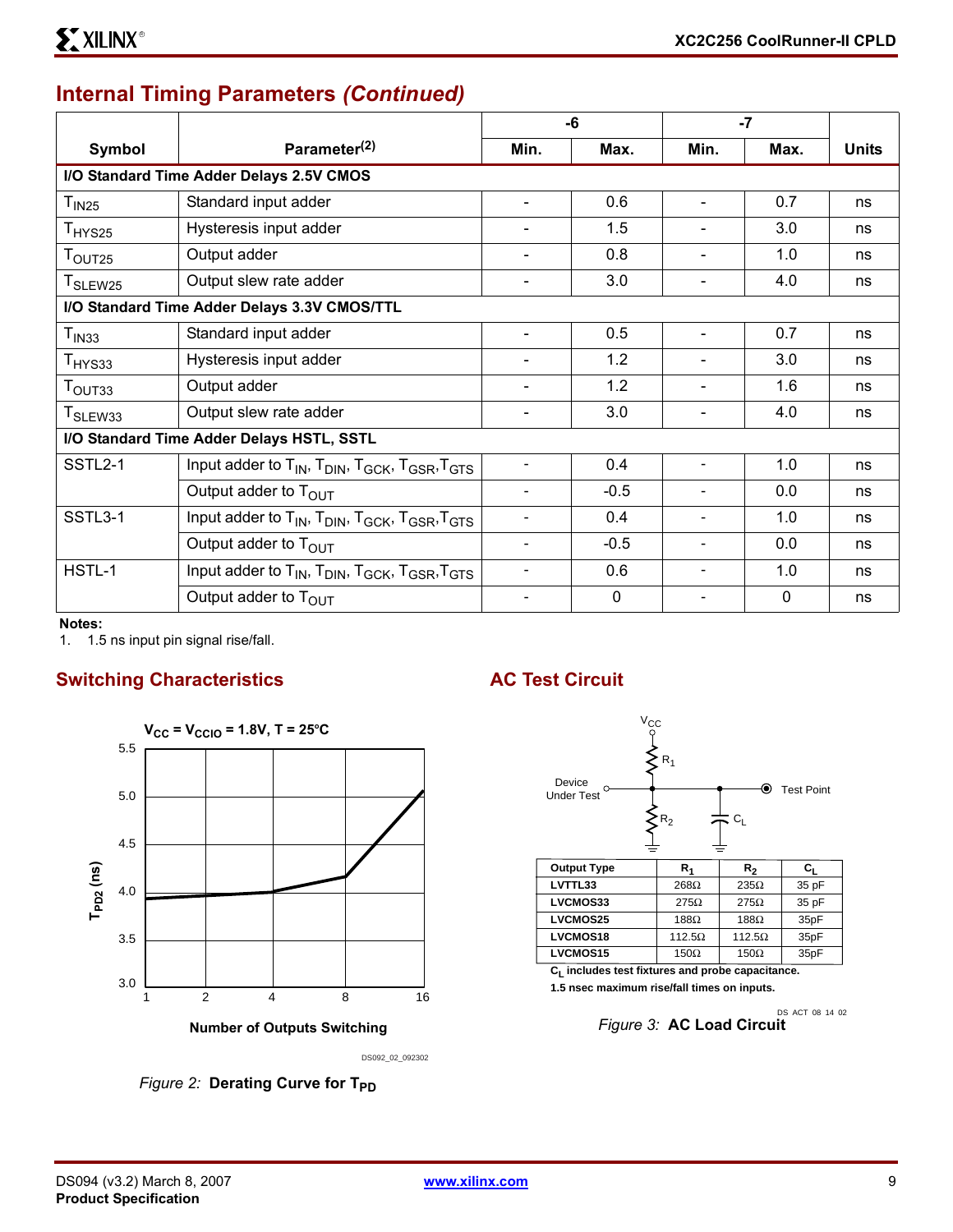## Internal Timing Parameters *(Continued)*

| Symbol | Parameter[2] | -6 Min. | -6 Max. | -7 Min. | -7 Max. | Units |
|---|---|---|---|---|---|---|
| **I/O Standard Time Adder Delays 2.5V CMOS** | | | | | | |
| $T_{IN25}$ | Standard input adder | - | 0.6 | - | 0.7 | ns |
| $T_{HYS25}$ | Hysteresis input adder | - | 1.5 | - | 3.0 | ns |
| $T_{OUT25}$ | Output adder | - | 0.8 | - | 1.0 | ns |
| $T_{SLEW25}$ | Output slew rate adder | - | 3.0 | - | 4.0 | ns |
| **I/O Standard Time Adder Delays 3.3V CMOS/TTL** | | | | | | |
| $T_{IN33}$ | Standard input adder | - | 0.5 | - | 0.7 | ns |
| $T_{HYS33}$ | Hysteresis input adder | - | 1.2 | - | 3.0 | ns |
| $T_{OUT33}$ | Output adder | - | 1.2 | - | 1.6 | ns |
| $T_{SLEW33}$ | Output slew rate adder | - | 3.0 | - | 4.0 | ns |
| **I/O Standard Time Adder Delays HSTL, SSTL** | | | | | | |
| SSTL2-1 | Input adder to $T_{IN}$, $T_{DIN}$, $T_{GCK}$, $T_{GSR}$, $T_{GTS}$ | - | 0.4 | - | 1.0 | ns |
| | Output adder to $T_{OUT}$ | - | -0.5 | - | 0.0 | ns |
| SSTL3-1 | Input adder to $T_{IN}$, $T_{DIN}$, $T_{GCK}$, $T_{GSR}$, $T_{GTS}$ | - | 0.4 | - | 1.0 | ns |
| | Output adder to $T_{OUT}$ | - | -0.5 | - | 0.0 | ns |
| HSTL-1 | Input adder to $T_{IN}$, $T_{DIN}$, $T_{GCK}$, $T_{GSR}$, $T_{GTS}$ | - | 0.6 | - | 1.0 | ns |
| | Output adder to $T_{OUT}$ | - | 0 | - | 0 | ns |

**Notes:**
1. 1.5 ns input pin signal rise/fall.

## Switching Characteristics

$V_{CC} = V_{CCIO} = 1.8V$, T = 25°C

(Graph: $T_{PD2}$ (ns) vs. Number of Outputs Switching — 1, 2, 4, 8, 16; y-axis 3.0 to 5.5)

DS092_02_092302

*Figure 2:* **Derating Curve for $T_{PD}$**

## AC Test Circuit

| Output Type | $R_1$ | $R_2$ | $C_L$ |
|---|---|---|---|
| LVTTL33 | 268Ω | 235Ω | 35 pF |
| LVCMOS33 | 275Ω | 275Ω | 35 pF |
| LVCMOS25 | 188Ω | 188Ω | 35pF |
| LVCMOS18 | 112.5Ω | 112.5Ω | 35pF |
| LVCMOS15 | 150Ω | 150Ω | 35pF |

$C_L$ includes test fixtures and probe capacitance.

1.5 nsec maximum rise/fall times on inputs.

DS_ACT_08_14_02

*Figure 3:* **AC Load Circuit**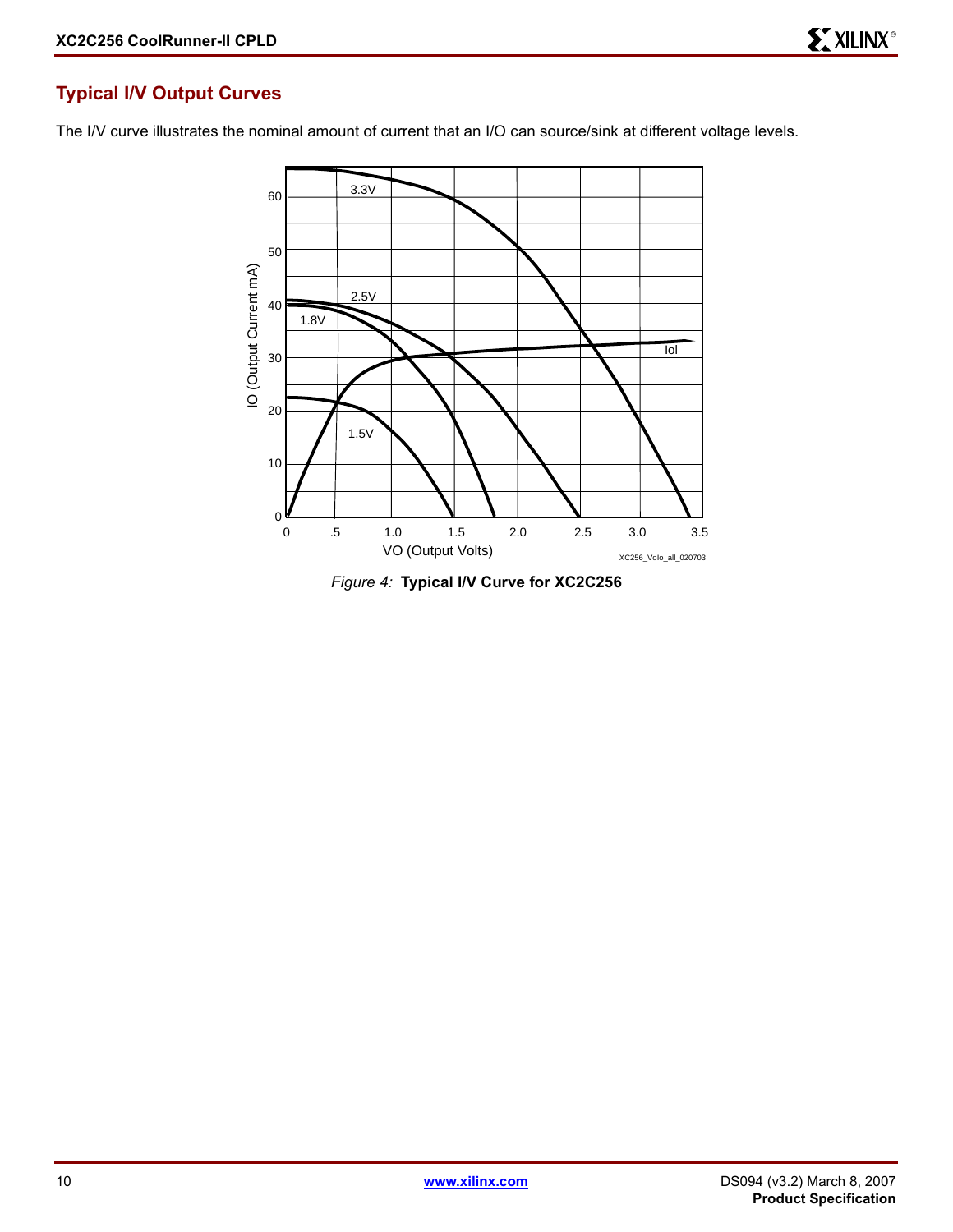## Typical I/V Output Curves

The I/V curve illustrates the nominal amount of current that an I/O can source/sink at different voltage levels.

*Figure 4:* **Typical I/V Curve for XC2C256**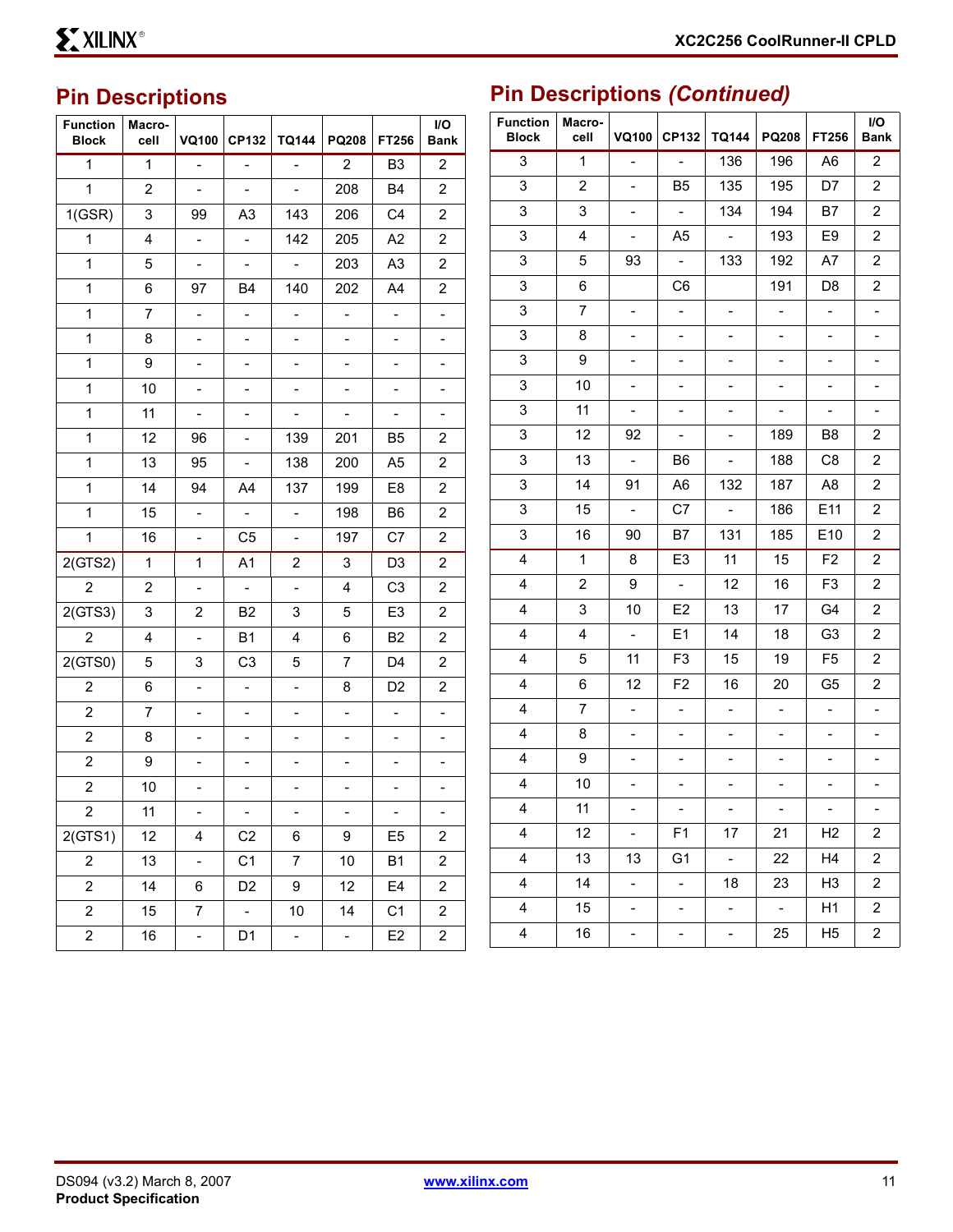## Pin Descriptions

| Function Block | Macro-cell | VQ100 | CP132 | TQ144 | PQ208 | FT256 | I/O Bank |
|---|---|---|---|---|---|---|---|
| 1 | 1 | - | - | - | 2 | B3 | 2 |
| 1 | 2 | - | - | - | 208 | B4 | 2 |
| 1(GSR) | 3 | 99 | A3 | 143 | 206 | C4 | 2 |
| 1 | 4 | - | - | 142 | 205 | A2 | 2 |
| 1 | 5 | - | - | - | 203 | A3 | 2 |
| 1 | 6 | 97 | B4 | 140 | 202 | A4 | 2 |
| 1 | 7 | - | - | - | - | - | - |
| 1 | 8 | - | - | - | - | - | - |
| 1 | 9 | - | - | - | - | - | - |
| 1 | 10 | - | - | - | - | - | - |
| 1 | 11 | - | - | - | - | - | - |
| 1 | 12 | 96 | - | 139 | 201 | B5 | 2 |
| 1 | 13 | 95 | - | 138 | 200 | A5 | 2 |
| 1 | 14 | 94 | A4 | 137 | 199 | E8 | 2 |
| 1 | 15 | - | - | - | 198 | B6 | 2 |
| 1 | 16 | - | C5 | - | 197 | C7 | 2 |
| 2(GTS2) | 1 | 1 | A1 | 2 | 3 | D3 | 2 |
| 2 | 2 | - | - | - | 4 | C3 | 2 |
| 2(GTS3) | 3 | 2 | B2 | 3 | 5 | E3 | 2 |
| 2 | 4 | - | B1 | 4 | 6 | B2 | 2 |
| 2(GTS0) | 5 | 3 | C3 | 5 | 7 | D4 | 2 |
| 2 | 6 | - | - | - | 8 | D2 | 2 |
| 2 | 7 | - | - | - | - | - | - |
| 2 | 8 | - | - | - | - | - | - |
| 2 | 9 | - | - | - | - | - | - |
| 2 | 10 | - | - | - | - | - | - |
| 2 | 11 | - | - | - | - | - | - |
| 2(GTS1) | 12 | 4 | C2 | 6 | 9 | E5 | 2 |
| 2 | 13 | - | C1 | 7 | 10 | B1 | 2 |
| 2 | 14 | 6 | D2 | 9 | 12 | E4 | 2 |
| 2 | 15 | 7 | - | 10 | 14 | C1 | 2 |
| 2 | 16 | - | D1 | - | - | E2 | 2 |

## Pin Descriptions *(Continued)*

| Function Block | Macro-cell | VQ100 | CP132 | TQ144 | PQ208 | FT256 | I/O Bank |
|---|---|---|---|---|---|---|---|
| 3 | 1 | - | - | 136 | 196 | A6 | 2 |
| 3 | 2 | - | B5 | 135 | 195 | D7 | 2 |
| 3 | 3 | - | - | 134 | 194 | B7 | 2 |
| 3 | 4 | - | A5 | - | 193 | E9 | 2 |
| 3 | 5 | 93 | - | 133 | 192 | A7 | 2 |
| 3 | 6 | | C6 | | 191 | D8 | 2 |
| 3 | 7 | - | - | - | - | - | - |
| 3 | 8 | - | - | - | - | - | - |
| 3 | 9 | - | - | - | - | - | - |
| 3 | 10 | - | - | - | - | - | - |
| 3 | 11 | - | - | - | - | - | - |
| 3 | 12 | 92 | - | - | 189 | B8 | 2 |
| 3 | 13 | - | B6 | - | 188 | C8 | 2 |
| 3 | 14 | 91 | A6 | 132 | 187 | A8 | 2 |
| 3 | 15 | - | C7 | - | 186 | E11 | 2 |
| 3 | 16 | 90 | B7 | 131 | 185 | E10 | 2 |
| 4 | 1 | 8 | E3 | 11 | 15 | F2 | 2 |
| 4 | 2 | 9 | - | 12 | 16 | F3 | 2 |
| 4 | 3 | 10 | E2 | 13 | 17 | G4 | 2 |
| 4 | 4 | - | E1 | 14 | 18 | G3 | 2 |
| 4 | 5 | 11 | F3 | 15 | 19 | F5 | 2 |
| 4 | 6 | 12 | F2 | 16 | 20 | G5 | 2 |
| 4 | 7 | - | - | - | - | - | - |
| 4 | 8 | - | - | - | - | - | - |
| 4 | 9 | - | - | - | - | - | - |
| 4 | 10 | - | - | - | - | - | - |
| 4 | 11 | - | - | - | - | - | - |
| 4 | 12 | - | F1 | 17 | 21 | H2 | 2 |
| 4 | 13 | 13 | G1 | - | 22 | H4 | 2 |
| 4 | 14 | - | - | 18 | 23 | H3 | 2 |
| 4 | 15 | - | - | - | - | H1 | 2 |
| 4 | 16 | - | - | - | 25 | H5 | 2 |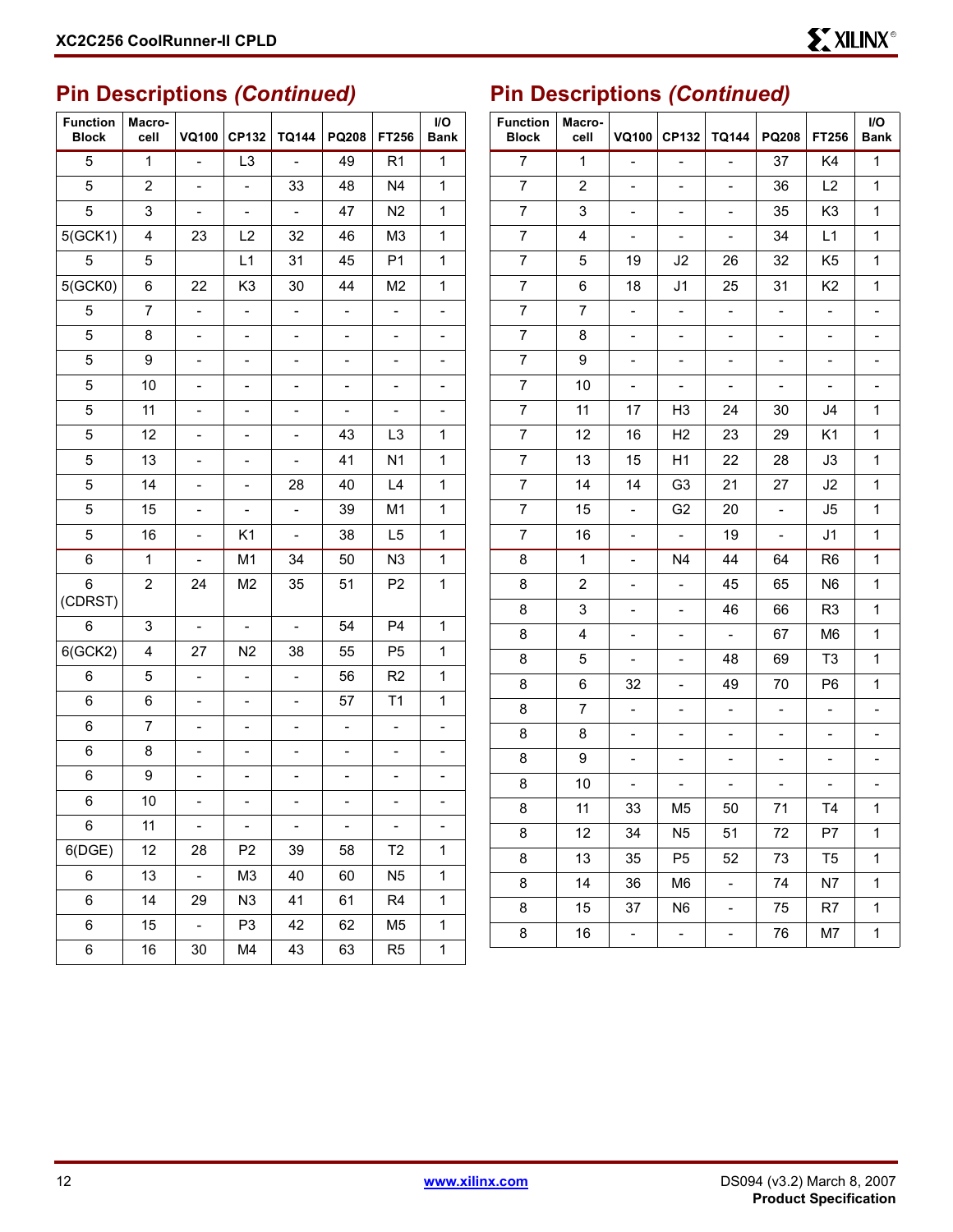## Pin Descriptions *(Continued)*

| Function Block | Macro-cell | VQ100 | CP132 | TQ144 | PQ208 | FT256 | I/O Bank |
|---|---|---|---|---|---|---|---|
| 5 | 1 | - | L3 | - | 49 | R1 | 1 |
| 5 | 2 | - | - | 33 | 48 | N4 | 1 |
| 5 | 3 | - | - | - | 47 | N2 | 1 |
| 5(GCK1) | 4 | 23 | L2 | 32 | 46 | M3 | 1 |
| 5 | 5 | | L1 | 31 | 45 | P1 | 1 |
| 5(GCK0) | 6 | 22 | K3 | 30 | 44 | M2 | 1 |
| 5 | 7 | - | - | - | - | - | - |
| 5 | 8 | - | - | - | - | - | - |
| 5 | 9 | - | - | - | - | - | - |
| 5 | 10 | - | - | - | - | - | - |
| 5 | 11 | - | - | - | - | - | - |
| 5 | 12 | - | - | - | 43 | L3 | 1 |
| 5 | 13 | - | - | - | 41 | N1 | 1 |
| 5 | 14 | - | - | 28 | 40 | L4 | 1 |
| 5 | 15 | - | - | - | 39 | M1 | 1 |
| 5 | 16 | - | K1 | - | 38 | L5 | 1 |
| 6 | 1 | - | M1 | 34 | 50 | N3 | 1 |
| 6 (CDRST) | 2 | 24 | M2 | 35 | 51 | P2 | 1 |
| 6 | 3 | - | - | - | 54 | P4 | 1 |
| 6(GCK2) | 4 | 27 | N2 | 38 | 55 | P5 | 1 |
| 6 | 5 | - | - | - | 56 | R2 | 1 |
| 6 | 6 | - | - | - | 57 | T1 | 1 |
| 6 | 7 | - | - | - | - | - | - |
| 6 | 8 | - | - | - | - | - | - |
| 6 | 9 | - | - | - | - | - | - |
| 6 | 10 | - | - | - | - | - | - |
| 6 | 11 | - | - | - | - | - | - |
| 6(DGE) | 12 | 28 | P2 | 39 | 58 | T2 | 1 |
| 6 | 13 | - | M3 | 40 | 60 | N5 | 1 |
| 6 | 14 | 29 | N3 | 41 | 61 | R4 | 1 |
| 6 | 15 | - | P3 | 42 | 62 | M5 | 1 |
| 6 | 16 | 30 | M4 | 43 | 63 | R5 | 1 |

## Pin Descriptions *(Continued)*

| Function Block | Macro-cell | VQ100 | CP132 | TQ144 | PQ208 | FT256 | I/O Bank |
|---|---|---|---|---|---|---|---|
| 7 | 1 | - | - | - | 37 | K4 | 1 |
| 7 | 2 | - | - | - | 36 | L2 | 1 |
| 7 | 3 | - | - | - | 35 | K3 | 1 |
| 7 | 4 | - | - | - | 34 | L1 | 1 |
| 7 | 5 | 19 | J2 | 26 | 32 | K5 | 1 |
| 7 | 6 | 18 | J1 | 25 | 31 | K2 | 1 |
| 7 | 7 | - | - | - | - | - | - |
| 7 | 8 | - | - | - | - | - | - |
| 7 | 9 | - | - | - | - | - | - |
| 7 | 10 | - | - | - | - | - | - |
| 7 | 11 | 17 | H3 | 24 | 30 | J4 | 1 |
| 7 | 12 | 16 | H2 | 23 | 29 | K1 | 1 |
| 7 | 13 | 15 | H1 | 22 | 28 | J3 | 1 |
| 7 | 14 | 14 | G3 | 21 | 27 | J2 | 1 |
| 7 | 15 | - | G2 | 20 | - | J5 | 1 |
| 7 | 16 | - | - | 19 | - | J1 | 1 |
| 8 | 1 | - | N4 | 44 | 64 | R6 | 1 |
| 8 | 2 | - | - | 45 | 65 | N6 | 1 |
| 8 | 3 | - | - | 46 | 66 | R3 | 1 |
| 8 | 4 | - | - | - | 67 | M6 | 1 |
| 8 | 5 | - | - | 48 | 69 | T3 | 1 |
| 8 | 6 | 32 | - | 49 | 70 | P6 | 1 |
| 8 | 7 | - | - | - | - | - | - |
| 8 | 8 | - | - | - | - | - | - |
| 8 | 9 | - | - | - | - | - | - |
| 8 | 10 | - | - | - | - | - | - |
| 8 | 11 | 33 | M5 | 50 | 71 | T4 | 1 |
| 8 | 12 | 34 | N5 | 51 | 72 | P7 | 1 |
| 8 | 13 | 35 | P5 | 52 | 73 | T5 | 1 |
| 8 | 14 | 36 | M6 | - | 74 | N7 | 1 |
| 8 | 15 | 37 | N6 | - | 75 | R7 | 1 |
| 8 | 16 | - | - | - | 76 | M7 | 1 |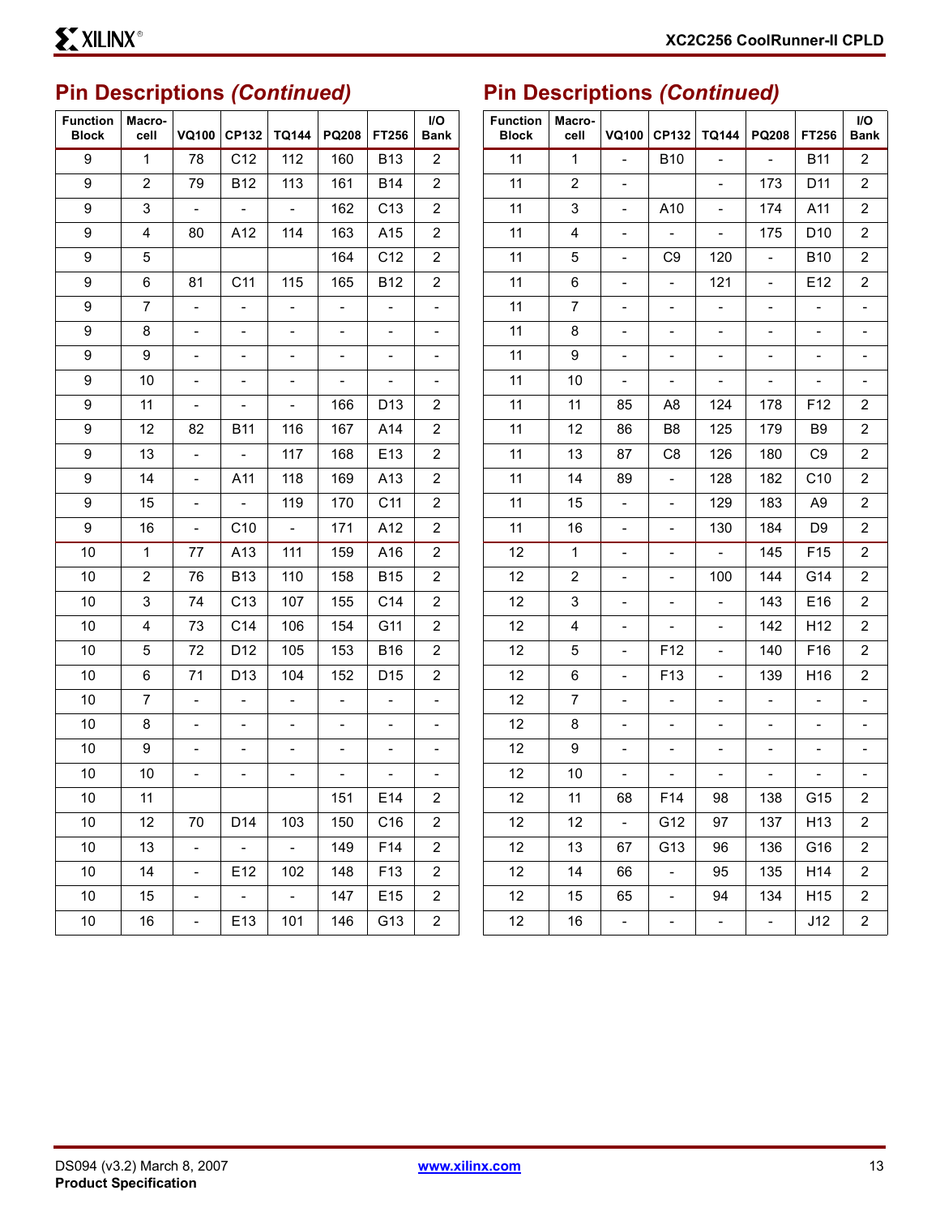## Pin Descriptions *(Continued)*

| Function Block | Macro-cell | VQ100 | CP132 | TQ144 | PQ208 | FT256 | I/O Bank |
|---|---|---|---|---|---|---|---|
| 9 | 1 | 78 | C12 | 112 | 160 | B13 | 2 |
| 9 | 2 | 79 | B12 | 113 | 161 | B14 | 2 |
| 9 | 3 | - | - | - | 162 | C13 | 2 |
| 9 | 4 | 80 | A12 | 114 | 163 | A15 | 2 |
| 9 | 5 | | | | 164 | C12 | 2 |
| 9 | 6 | 81 | C11 | 115 | 165 | B12 | 2 |
| 9 | 7 | - | - | - | - | - | - |
| 9 | 8 | - | - | - | - | - | - |
| 9 | 9 | - | - | - | - | - | - |
| 9 | 10 | - | - | - | - | - | - |
| 9 | 11 | - | - | - | 166 | D13 | 2 |
| 9 | 12 | 82 | B11 | 116 | 167 | A14 | 2 |
| 9 | 13 | - | - | 117 | 168 | E13 | 2 |
| 9 | 14 | - | A11 | 118 | 169 | A13 | 2 |
| 9 | 15 | - | - | 119 | 170 | C11 | 2 |
| 9 | 16 | - | C10 | - | 171 | A12 | 2 |
| 10 | 1 | 77 | A13 | 111 | 159 | A16 | 2 |
| 10 | 2 | 76 | B13 | 110 | 158 | B15 | 2 |
| 10 | 3 | 74 | C13 | 107 | 155 | C14 | 2 |
| 10 | 4 | 73 | C14 | 106 | 154 | G11 | 2 |
| 10 | 5 | 72 | D12 | 105 | 153 | B16 | 2 |
| 10 | 6 | 71 | D13 | 104 | 152 | D15 | 2 |
| 10 | 7 | - | - | - | - | - | - |
| 10 | 8 | - | - | - | - | - | - |
| 10 | 9 | - | - | - | - | - | - |
| 10 | 10 | - | - | - | - | - | - |
| 10 | 11 | | | | 151 | E14 | 2 |
| 10 | 12 | 70 | D14 | 103 | 150 | C16 | 2 |
| 10 | 13 | - | - | - | 149 | F14 | 2 |
| 10 | 14 | - | E12 | 102 | 148 | F13 | 2 |
| 10 | 15 | - | - | - | 147 | E15 | 2 |
| 10 | 16 | - | E13 | 101 | 146 | G13 | 2 |

## Pin Descriptions *(Continued)*

| Function Block | Macro-cell | VQ100 | CP132 | TQ144 | PQ208 | FT256 | I/O Bank |
|---|---|---|---|---|---|---|---|
| 11 | 1 | - | B10 | - | - | B11 | 2 |
| 11 | 2 | - | | - | 173 | D11 | 2 |
| 11 | 3 | - | A10 | - | 174 | A11 | 2 |
| 11 | 4 | - | - | - | 175 | D10 | 2 |
| 11 | 5 | - | C9 | 120 | - | B10 | 2 |
| 11 | 6 | - | - | 121 | - | E12 | 2 |
| 11 | 7 | - | - | - | - | - | - |
| 11 | 8 | - | - | - | - | - | - |
| 11 | 9 | - | - | - | - | - | - |
| 11 | 10 | - | - | - | - | - | - |
| 11 | 11 | 85 | A8 | 124 | 178 | F12 | 2 |
| 11 | 12 | 86 | B8 | 125 | 179 | B9 | 2 |
| 11 | 13 | 87 | C8 | 126 | 180 | C9 | 2 |
| 11 | 14 | 89 | - | 128 | 182 | C10 | 2 |
| 11 | 15 | - | - | 129 | 183 | A9 | 2 |
| 11 | 16 | - | - | 130 | 184 | D9 | 2 |
| 12 | 1 | - | - | - | 145 | F15 | 2 |
| 12 | 2 | - | - | 100 | 144 | G14 | 2 |
| 12 | 3 | - | - | - | 143 | E16 | 2 |
| 12 | 4 | - | - | - | 142 | H12 | 2 |
| 12 | 5 | - | F12 | - | 140 | F16 | 2 |
| 12 | 6 | - | F13 | - | 139 | H16 | 2 |
| 12 | 7 | - | - | - | - | - | - |
| 12 | 8 | - | - | - | - | - | - |
| 12 | 9 | - | - | - | - | - | - |
| 12 | 10 | - | - | - | - | - | - |
| 12 | 11 | 68 | F14 | 98 | 138 | G15 | 2 |
| 12 | 12 | - | G12 | 97 | 137 | H13 | 2 |
| 12 | 13 | 67 | G13 | 96 | 136 | G16 | 2 |
| 12 | 14 | 66 | - | 95 | 135 | H14 | 2 |
| 12 | 15 | 65 | - | 94 | 134 | H15 | 2 |
| 12 | 16 | - | - | - | - | J12 | 2 |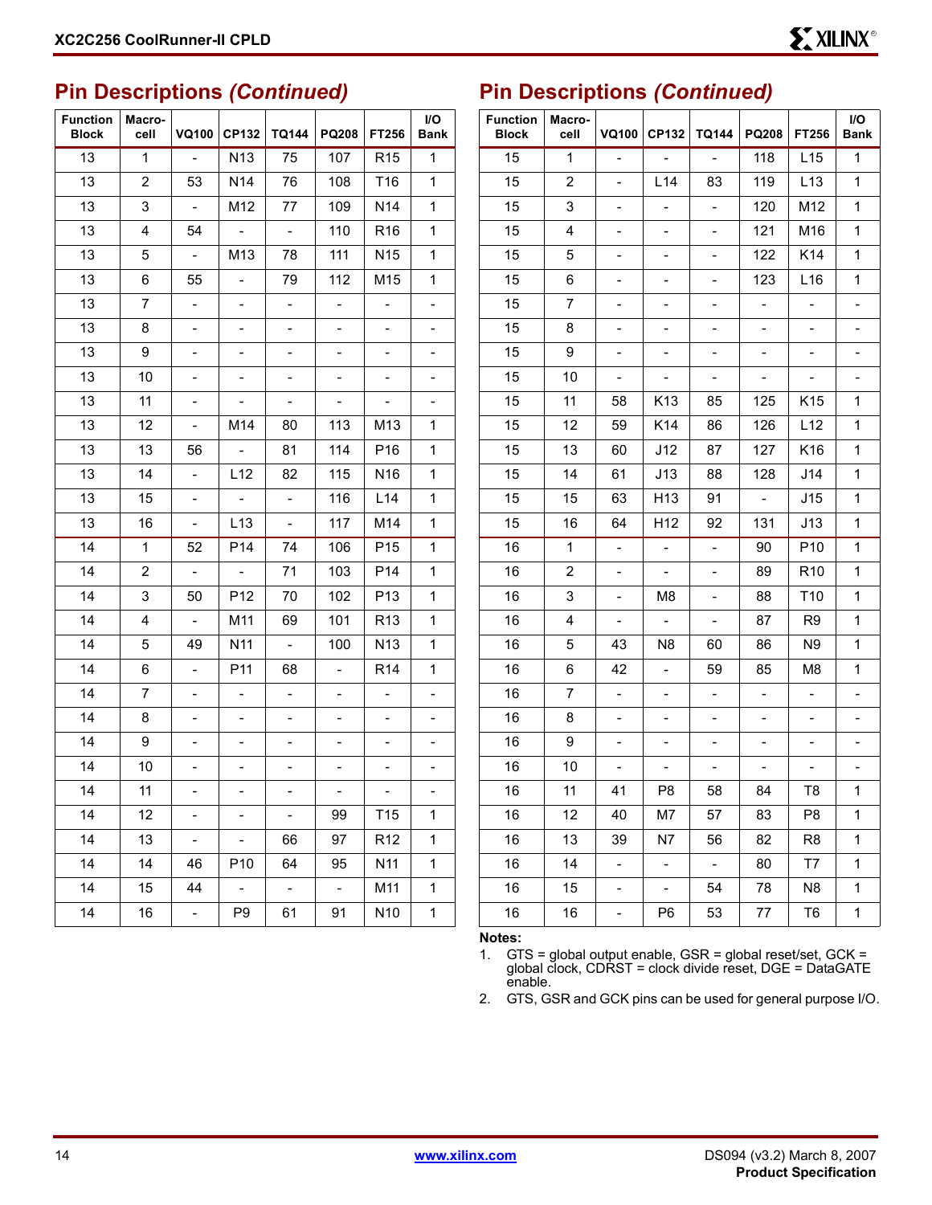## Pin Descriptions *(Continued)*

| Function Block | Macro-cell | VQ100 | CP132 | TQ144 | PQ208 | FT256 | I/O Bank |
|---|---|---|---|---|---|---|---|
| 13 | 1 | - | N13 | 75 | 107 | R15 | 1 |
| 13 | 2 | 53 | N14 | 76 | 108 | T16 | 1 |
| 13 | 3 | - | M12 | 77 | 109 | N14 | 1 |
| 13 | 4 | 54 | - | - | 110 | R16 | 1 |
| 13 | 5 | - | M13 | 78 | 111 | N15 | 1 |
| 13 | 6 | 55 | - | 79 | 112 | M15 | 1 |
| 13 | 7 | - | - | - | - | - | - |
| 13 | 8 | - | - | - | - | - | - |
| 13 | 9 | - | - | - | - | - | - |
| 13 | 10 | - | - | - | - | - | - |
| 13 | 11 | - | - | - | - | - | - |
| 13 | 12 | - | M14 | 80 | 113 | M13 | 1 |
| 13 | 13 | 56 | - | 81 | 114 | P16 | 1 |
| 13 | 14 | - | L12 | 82 | 115 | N16 | 1 |
| 13 | 15 | - | - | - | 116 | L14 | 1 |
| 13 | 16 | - | L13 | - | 117 | M14 | 1 |
| 14 | 1 | 52 | P14 | 74 | 106 | P15 | 1 |
| 14 | 2 | - | - | 71 | 103 | P14 | 1 |
| 14 | 3 | 50 | P12 | 70 | 102 | P13 | 1 |
| 14 | 4 | - | M11 | 69 | 101 | R13 | 1 |
| 14 | 5 | 49 | N11 | - | 100 | N13 | 1 |
| 14 | 6 | - | P11 | 68 | - | R14 | 1 |
| 14 | 7 | - | - | - | - | - | - |
| 14 | 8 | - | - | - | - | - | - |
| 14 | 9 | - | - | - | - | - | - |
| 14 | 10 | - | - | - | - | - | - |
| 14 | 11 | - | - | - | - | - | - |
| 14 | 12 | - | - | - | 99 | T15 | 1 |
| 14 | 13 | - | - | 66 | 97 | R12 | 1 |
| 14 | 14 | 46 | P10 | 64 | 95 | N11 | 1 |
| 14 | 15 | 44 | - | - | - | M11 | 1 |
| 14 | 16 | - | P9 | 61 | 91 | N10 | 1 |

## Pin Descriptions *(Continued)*

| Function Block | Macro-cell | VQ100 | CP132 | TQ144 | PQ208 | FT256 | I/O Bank |
|---|---|---|---|---|---|---|---|
| 15 | 1 | - | - | - | 118 | L15 | 1 |
| 15 | 2 | - | L14 | 83 | 119 | L13 | 1 |
| 15 | 3 | - | - | - | 120 | M12 | 1 |
| 15 | 4 | - | - | - | 121 | M16 | 1 |
| 15 | 5 | - | - | - | 122 | K14 | 1 |
| 15 | 6 | - | - | - | 123 | L16 | 1 |
| 15 | 7 | - | - | - | - | - | - |
| 15 | 8 | - | - | - | - | - | - |
| 15 | 9 | - | - | - | - | - | - |
| 15 | 10 | - | - | - | - | - | - |
| 15 | 11 | 58 | K13 | 85 | 125 | K15 | 1 |
| 15 | 12 | 59 | K14 | 86 | 126 | L12 | 1 |
| 15 | 13 | 60 | J12 | 87 | 127 | K16 | 1 |
| 15 | 14 | 61 | J13 | 88 | 128 | J14 | 1 |
| 15 | 15 | 63 | H13 | 91 | - | J15 | 1 |
| 15 | 16 | 64 | H12 | 92 | 131 | J13 | 1 |
| 16 | 1 | - | - | - | 90 | P10 | 1 |
| 16 | 2 | - | - | - | 89 | R10 | 1 |
| 16 | 3 | - | M8 | - | 88 | T10 | 1 |
| 16 | 4 | - | - | - | 87 | R9 | 1 |
| 16 | 5 | 43 | N8 | 60 | 86 | N9 | 1 |
| 16 | 6 | 42 | - | 59 | 85 | M8 | 1 |
| 16 | 7 | - | - | - | - | - | - |
| 16 | 8 | - | - | - | - | - | - |
| 16 | 9 | - | - | - | - | - | - |
| 16 | 10 | - | - | - | - | - | - |
| 16 | 11 | 41 | P8 | 58 | 84 | T8 | 1 |
| 16 | 12 | 40 | M7 | 57 | 83 | P8 | 1 |
| 16 | 13 | 39 | N7 | 56 | 82 | R8 | 1 |
| 16 | 14 | - | - | - | 80 | T7 | 1 |
| 16 | 15 | - | - | 54 | 78 | N8 | 1 |
| 16 | 16 | - | P6 | 53 | 77 | T6 | 1 |

**Notes:**

1. GTS = global output enable, GSR = global reset/set, GCK = global clock, CDRST = clock divide reset, DGE = DataGATE enable.
2. GTS, GSR and GCK pins can be used for general purpose I/O.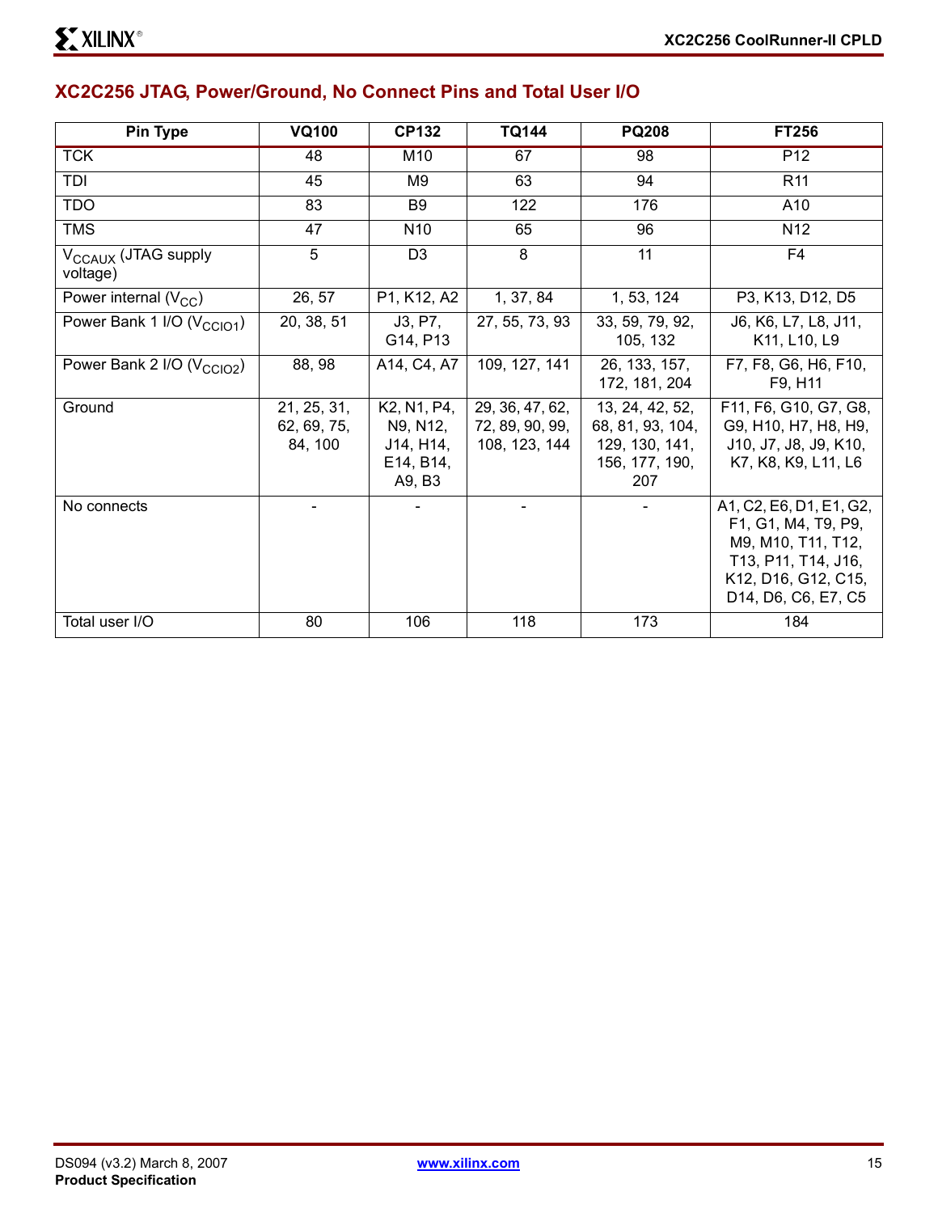## XC2C256 JTAG, Power/Ground, No Connect Pins and Total User I/O

| Pin Type | VQ100 | CP132 | TQ144 | PQ208 | FT256 |
|---|---|---|---|---|---|
| TCK | 48 | M10 | 67 | 98 | P12 |
| TDI | 45 | M9 | 63 | 94 | R11 |
| TDO | 83 | B9 | 122 | 176 | A10 |
| TMS | 47 | N10 | 65 | 96 | N12 |
| $V_{CCAUX}$ (JTAG supply voltage) | 5 | D3 | 8 | 11 | F4 |
| Power internal ($V_{CC}$) | 26, 57 | P1, K12, A2 | 1, 37, 84 | 1, 53, 124 | P3, K13, D12, D5 |
| Power Bank 1 I/O ($V_{CCIO1}$) | 20, 38, 51 | J3, P7, G14, P13 | 27, 55, 73, 93 | 33, 59, 79, 92, 105, 132 | J6, K6, L7, L8, J11, K11, L10, L9 |
| Power Bank 2 I/O ($V_{CCIO2}$) | 88, 98 | A14, C4, A7 | 109, 127, 141 | 26, 133, 157, 172, 181, 204 | F7, F8, G6, H6, F10, F9, H11 |
| Ground | 21, 25, 31, 62, 69, 75, 84, 100 | K2, N1, P4, N9, N12, J14, H14, E14, B14, A9, B3 | 29, 36, 47, 62, 72, 89, 90, 99, 108, 123, 144 | 13, 24, 42, 52, 68, 81, 93, 104, 129, 130, 141, 156, 177, 190, 207 | F11, F6, G10, G7, G8, G9, H10, H7, H8, H9, J10, J7, J8, J9, K10, K7, K8, K9, L11, L6 |
| No connects | - | - | - | - | A1, C2, E6, D1, E1, G2, F1, G1, M4, T9, P9, M9, M10, T11, T12, T13, P11, T14, J16, K12, D16, G12, C15, D14, D6, C6, E7, C5 |
| Total user I/O | 80 | 106 | 118 | 173 | 184 |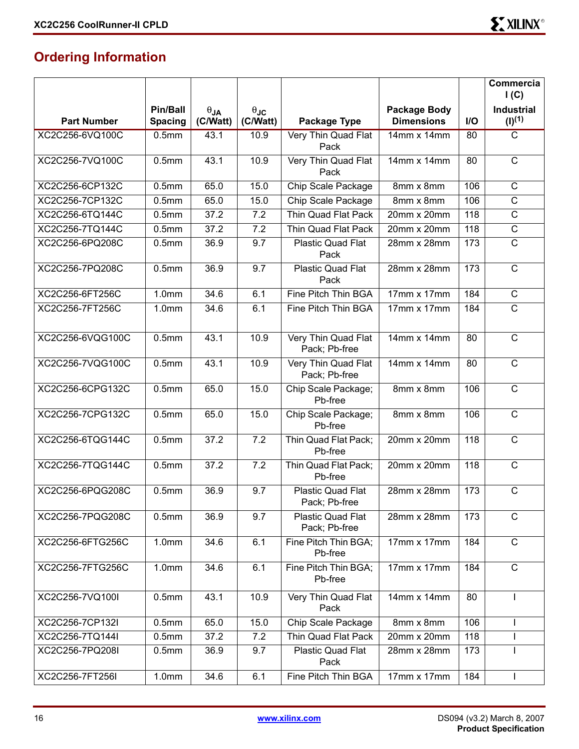## Ordering Information

| Part Number | Pin/Ball Spacing | $\theta_{JA}$ (C/Watt) | $\theta_{JC}$ (C/Watt) | Package Type | Package Body Dimensions | I/O | Commercial (C) Industrial (I)[(1)] |
|---|---|---|---|---|---|---|---|
| XC2C256-6VQ100C | 0.5mm | 43.1 | 10.9 | Very Thin Quad Flat Pack | 14mm x 14mm | 80 | C |
| XC2C256-7VQ100C | 0.5mm | 43.1 | 10.9 | Very Thin Quad Flat Pack | 14mm x 14mm | 80 | C |
| XC2C256-6CP132C | 0.5mm | 65.0 | 15.0 | Chip Scale Package | 8mm x 8mm | 106 | C |
| XC2C256-7CP132C | 0.5mm | 65.0 | 15.0 | Chip Scale Package | 8mm x 8mm | 106 | C |
| XC2C256-6TQ144C | 0.5mm | 37.2 | 7.2 | Thin Quad Flat Pack | 20mm x 20mm | 118 | C |
| XC2C256-7TQ144C | 0.5mm | 37.2 | 7.2 | Thin Quad Flat Pack | 20mm x 20mm | 118 | C |
| XC2C256-6PQ208C | 0.5mm | 36.9 | 9.7 | Plastic Quad Flat Pack | 28mm x 28mm | 173 | C |
| XC2C256-7PQ208C | 0.5mm | 36.9 | 9.7 | Plastic Quad Flat Pack | 28mm x 28mm | 173 | C |
| XC2C256-6FT256C | 1.0mm | 34.6 | 6.1 | Fine Pitch Thin BGA | 17mm x 17mm | 184 | C |
| XC2C256-7FT256C | 1.0mm | 34.6 | 6.1 | Fine Pitch Thin BGA | 17mm x 17mm | 184 | C |
| XC2C256-6VQG100C | 0.5mm | 43.1 | 10.9 | Very Thin Quad Flat Pack; Pb-free | 14mm x 14mm | 80 | C |
| XC2C256-7VQG100C | 0.5mm | 43.1 | 10.9 | Very Thin Quad Flat Pack; Pb-free | 14mm x 14mm | 80 | C |
| XC2C256-6CPG132C | 0.5mm | 65.0 | 15.0 | Chip Scale Package; Pb-free | 8mm x 8mm | 106 | C |
| XC2C256-7CPG132C | 0.5mm | 65.0 | 15.0 | Chip Scale Package; Pb-free | 8mm x 8mm | 106 | C |
| XC2C256-6TQG144C | 0.5mm | 37.2 | 7.2 | Thin Quad Flat Pack; Pb-free | 20mm x 20mm | 118 | C |
| XC2C256-7TQG144C | 0.5mm | 37.2 | 7.2 | Thin Quad Flat Pack; Pb-free | 20mm x 20mm | 118 | C |
| XC2C256-6PQG208C | 0.5mm | 36.9 | 9.7 | Plastic Quad Flat Pack; Pb-free | 28mm x 28mm | 173 | C |
| XC2C256-7PQG208C | 0.5mm | 36.9 | 9.7 | Plastic Quad Flat Pack; Pb-free | 28mm x 28mm | 173 | C |
| XC2C256-6FTG256C | 1.0mm | 34.6 | 6.1 | Fine Pitch Thin BGA; Pb-free | 17mm x 17mm | 184 | C |
| XC2C256-7FTG256C | 1.0mm | 34.6 | 6.1 | Fine Pitch Thin BGA; Pb-free | 17mm x 17mm | 184 | C |
| XC2C256-7VQ100I | 0.5mm | 43.1 | 10.9 | Very Thin Quad Flat Pack | 14mm x 14mm | 80 | I |
| XC2C256-7CP132I | 0.5mm | 65.0 | 15.0 | Chip Scale Package | 8mm x 8mm | 106 | I |
| XC2C256-7TQ144I | 0.5mm | 37.2 | 7.2 | Thin Quad Flat Pack | 20mm x 20mm | 118 | I |
| XC2C256-7PQ208I | 0.5mm | 36.9 | 9.7 | Plastic Quad Flat Pack | 28mm x 28mm | 173 | I |
| XC2C256-7FT256I | 1.0mm | 34.6 | 6.1 | Fine Pitch Thin BGA | 17mm x 17mm | 184 | I |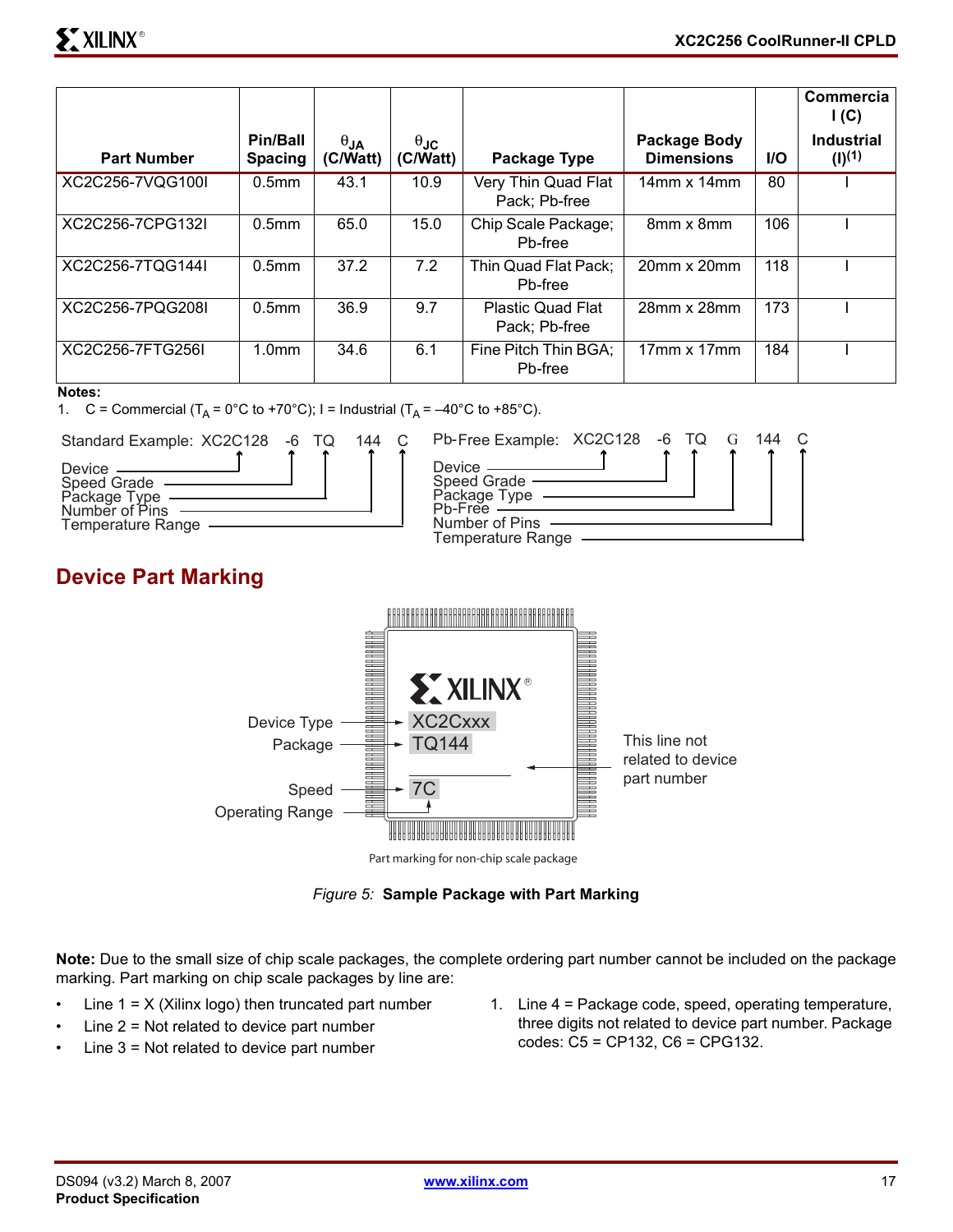| Part Number | Pin/Ball Spacing | $\theta_{JA}$ (C/Watt) | $\theta_{JC}$ (C/Watt) | Package Type | Package Body Dimensions | I/O | Commercial (C) Industrial (I)[(1)] |
|---|---|---|---|---|---|---|---|
| XC2C256-7VQG100I | 0.5mm | 43.1 | 10.9 | Very Thin Quad Flat Pack; Pb-free | 14mm x 14mm | 80 | I |
| XC2C256-7CPG132I | 0.5mm | 65.0 | 15.0 | Chip Scale Package; Pb-free | 8mm x 8mm | 106 | I |
| XC2C256-7TQG144I | 0.5mm | 37.2 | 7.2 | Thin Quad Flat Pack; Pb-free | 20mm x 20mm | 118 | I |
| XC2C256-7PQG208I | 0.5mm | 36.9 | 9.7 | Plastic Quad Flat Pack; Pb-free | 28mm x 28mm | 173 | I |
| XC2C256-7FTG256I | 1.0mm | 34.6 | 6.1 | Fine Pitch Thin BGA; Pb-free | 17mm x 17mm | 184 | I |

**Notes:**

1. C = Commercial ($T_A$ = 0°C to +70°C); I = Industrial ($T_A$ = –40°C to +85°C).

Standard Example: XC2C128 -6 TQ 144 C

- Device
- Speed Grade
- Package Type
- Number of Pins
- Temperature Range

Pb-Free Example: XC2C128 -6 TQ G 144 C

- Device
- Speed Grade
- Package Type
- Pb-Free
- Number of Pins
- Temperature Range

## Device Part Marking

XILINX®
XC2Cxxx
TQ144
7C

Device Type, Package, Speed, Operating Range. This line not related to device part number.

Part marking for non-chip scale package

*Figure 5:* **Sample Package with Part Marking**

**Note:** Due to the small size of chip scale packages, the complete ordering part number cannot be included on the package marking. Part marking on chip scale packages by line are:

- Line 1 = X (Xilinx logo) then truncated part number
- Line 2 = Not related to device part number
- Line 3 = Not related to device part number

1. Line 4 = Package code, speed, operating temperature, three digits not related to device part number. Package codes: C5 = CP132, C6 = CPG132.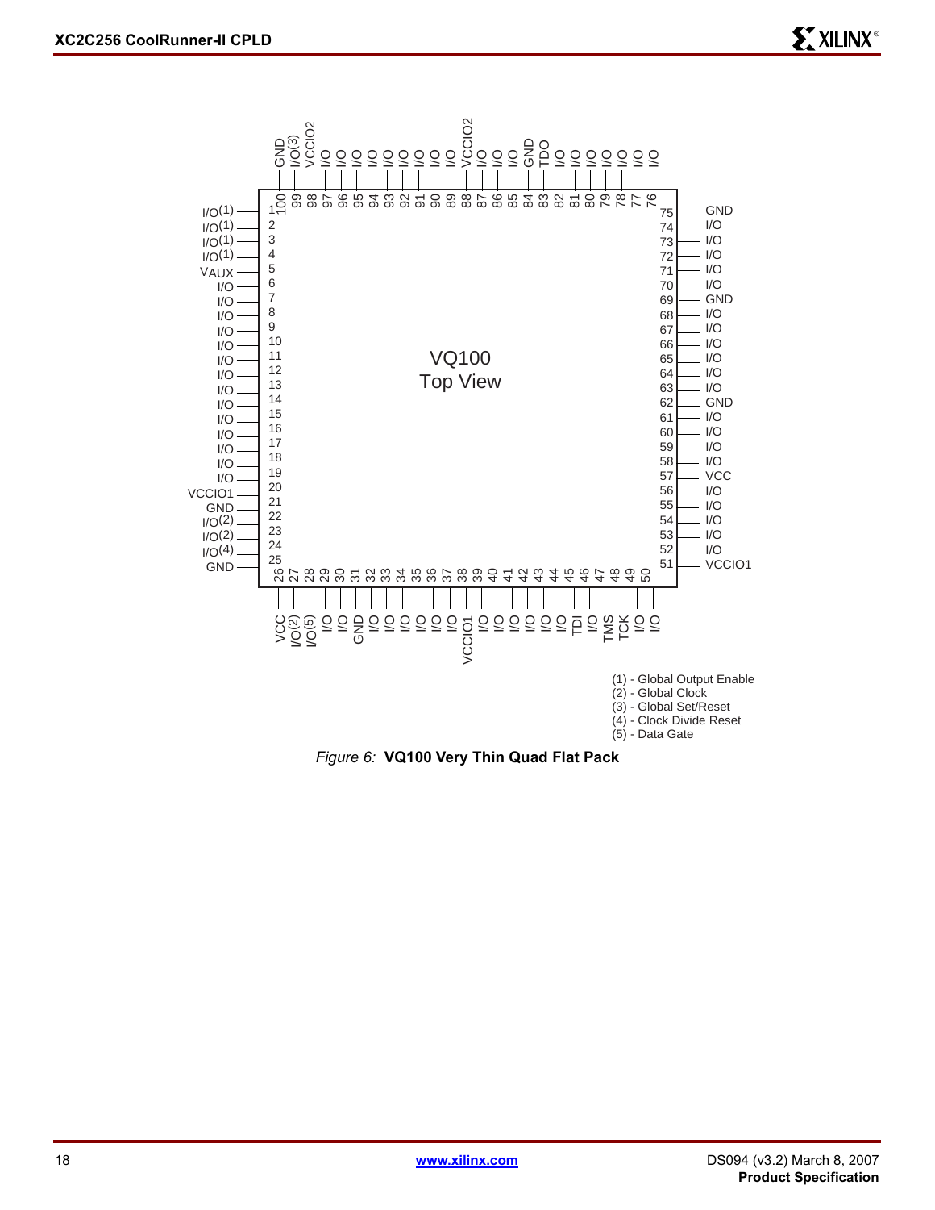| Pin | Function |
| --- | --- |
| 1 | I/O(1) |
| 2 | I/O(1) |
| 3 | I/O(1) |
| 4 | I/O(1) |
| 5 | VAUX |
| 6 | I/O |
| 7 | I/O |
| 8 | I/O |
| 9 | I/O |
| 10 | I/O |
| 11 | I/O |
| 12 | I/O |
| 13 | I/O |
| 14 | I/O |
| 15 | I/O |
| 16 | I/O |
| 17 | I/O |
| 18 | I/O |
| 19 | I/O |
| 20 | VCCIO1 |
| 21 | GND |
| 22 | I/O(2) |
| 23 | I/O(2) |
| 24 | I/O(4) |
| 25 | GND |
| 26 | VCC |
| 27 | I/O(2) |
| 28 | I/O(5) |
| 29 | I/O |
| 30 | I/O |
| 31 | GND |
| 32 | I/O |
| 33 | I/O |
| 34 | I/O |
| 35 | I/O |
| 36 | I/O |
| 37 | I/O |
| 38 | VCCIO1 |
| 39 | I/O |
| 40 | I/O |
| 41 | I/O |
| 42 | I/O |
| 43 | I/O |
| 44 | I/O |
| 45 | TDI |
| 46 | I/O |
| 47 | TMS |
| 48 | TCK |
| 49 | I/O |
| 50 | I/O |
| 51 | VCCIO1 |
| 52 | I/O |
| 53 | I/O |
| 54 | I/O |
| 55 | I/O |
| 56 | I/O |
| 57 | VCC |
| 58 | I/O |
| 59 | I/O |
| 60 | I/O |
| 61 | I/O |
| 62 | GND |
| 63 | I/O |
| 64 | I/O |
| 65 | I/O |
| 66 | I/O |
| 67 | I/O |
| 68 | I/O |
| 69 | GND |
| 70 | I/O |
| 71 | I/O |
| 72 | I/O |
| 73 | I/O |
| 74 | I/O |
| 75 | GND |
| 76 | I/O |
| 77 | I/O |
| 78 | I/O |
| 79 | I/O |
| 80 | I/O |
| 81 | I/O |
| 82 | I/O |
| 83 | TDO |
| 84 | GND |
| 85 | I/O |
| 86 | I/O |
| 87 | I/O |
| 88 | VCCIO2 |
| 89 | I/O |
| 90 | I/O |
| 91 | I/O |
| 92 | I/O |
| 93 | I/O |
| 94 | I/O |
| 95 | I/O |
| 96 | I/O |
| 97 | I/O |
| 98 | VCCIO2 |
| 99 | I/O(3) |
| 100 | GND |

VQ100 Top View

(1) - Global Output Enable
(2) - Global Clock
(3) - Global Set/Reset
(4) - Clock Divide Reset
(5) - Data Gate

*Figure 6:* **VQ100 Very Thin Quad Flat Pack**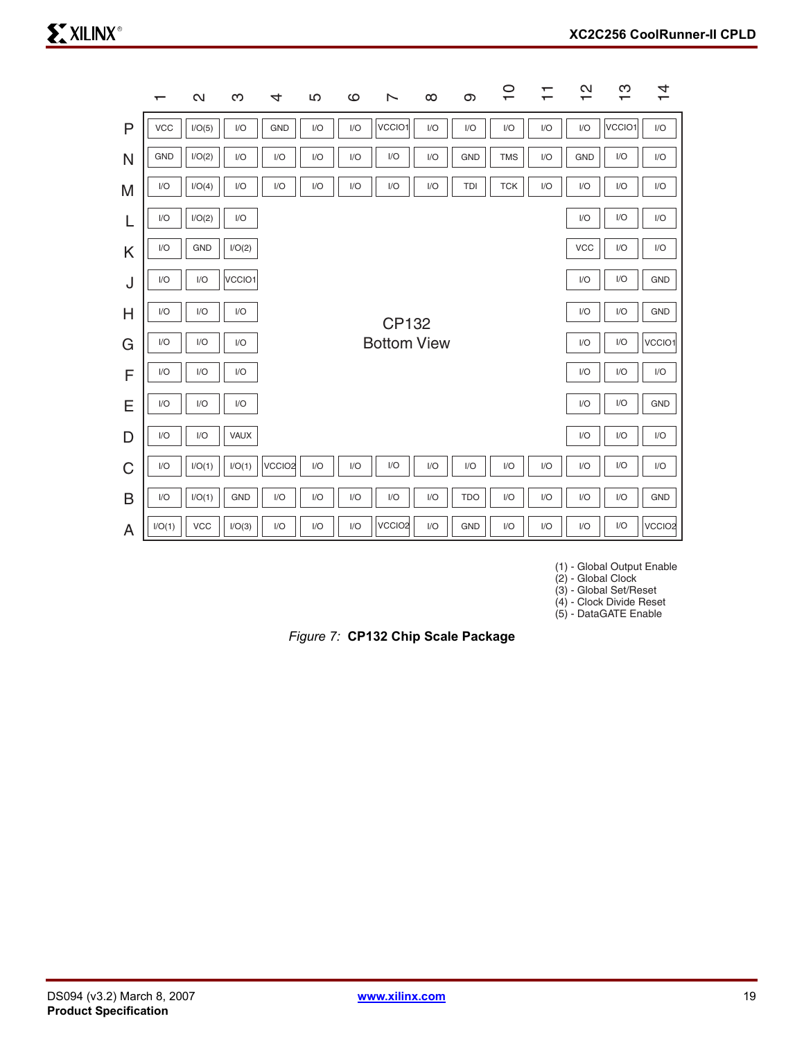|   | 1 | 2 | 3 | 4 | 5 | 6 | 7 | 8 | 9 | 10 | 11 | 12 | 13 | 14 |
|---|---|---|---|---|---|---|---|---|---|---|---|---|---|---|
| P | VCC | I/O(5) | I/O | GND | I/O | I/O | VCCIO1 | I/O | I/O | I/O | I/O | I/O | VCCIO1 | I/O |
| N | GND | I/O(2) | I/O | I/O | I/O | I/O | I/O | I/O | GND | TMS | I/O | GND | I/O | I/O |
| M | I/O | I/O(4) | I/O | I/O | I/O | I/O | I/O | I/O | TDI | TCK | I/O | I/O | I/O | I/O |
| L | I/O | I/O(2) | I/O | | | | | | | | | I/O | I/O | I/O |
| K | I/O | GND | I/O(2) | | | | | | | | | VCC | I/O | I/O |
| J | I/O | I/O | VCCIO1 | | | | | | | | | I/O | I/O | GND |
| H | I/O | I/O | I/O | | | | | | | | | I/O | I/O | GND |
| G | I/O | I/O | I/O | | | | | | | | | I/O | I/O | VCCIO1 |
| F | I/O | I/O | I/O | | | | | | | | | I/O | I/O | I/O |
| E | I/O | I/O | I/O | | | | | | | | | I/O | I/O | GND |
| D | I/O | I/O | VAUX | | | | | | | | | I/O | I/O | I/O |
| C | I/O | I/O(1) | I/O(1) | VCCIO2 | I/O | I/O | I/O | I/O | I/O | I/O | I/O | I/O | I/O | I/O |
| B | I/O | I/O(1) | GND | I/O | I/O | I/O | I/O | I/O | TDO | I/O | I/O | I/O | I/O | GND |
| A | I/O(1) | VCC | I/O(3) | I/O | I/O | I/O | VCCIO2 | I/O | GND | I/O | I/O | I/O | I/O | VCCIO2 |

CP132 Bottom View

(1) - Global Output Enable
(2) - Global Clock
(3) - Global Set/Reset
(4) - Clock Divide Reset
(5) - DataGATE Enable

*Figure 7:* **CP132 Chip Scale Package**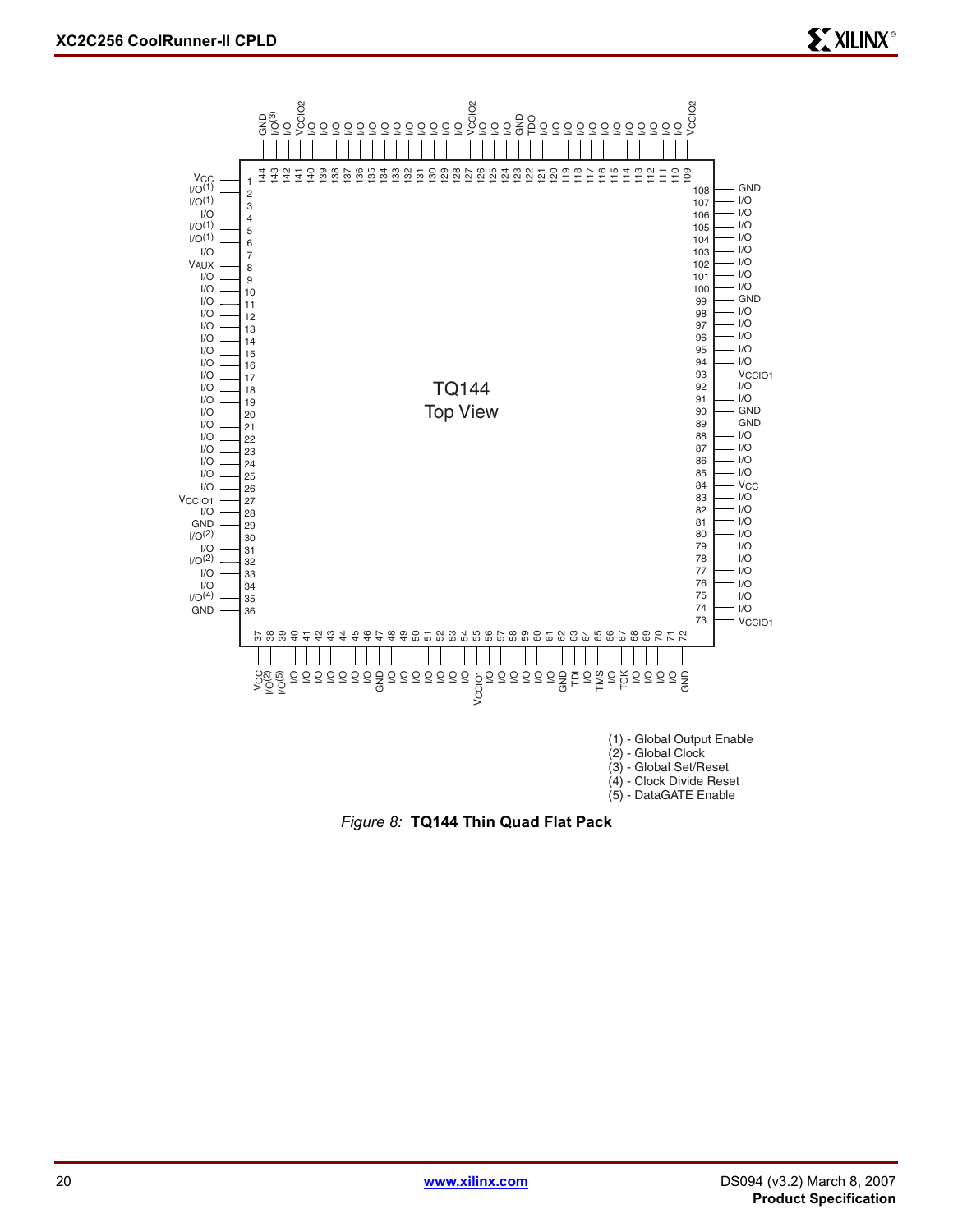| Pin | Function | Pin | Function | Pin | Function | Pin | Function |
|---|---|---|---|---|---|---|---|
| 1 | $V_{CC}$ | 37 | $V_{CC}$ | 73 | $V_{CCIO1}$ | 109 | VCCIO2 |
| 2 | I/O(1) | 38 | I/O(2) | 74 | I/O | 110 | I/O |
| 3 | I/O(1) | 39 | I/O(5) | 75 | I/O | 111 | I/O |
| 4 | I/O | 40 | I/O | 76 | I/O | 112 | I/O |
| 5 | I/O(1) | 41 | I/O | 77 | I/O | 113 | I/O |
| 6 | I/O(1) | 42 | I/O | 78 | I/O | 114 | I/O |
| 7 | I/O | 43 | I/O | 79 | I/O | 115 | I/O |
| 8 | $V_{AUX}$ | 44 | I/O | 80 | I/O | 116 | I/O |
| 9 | I/O | 45 | I/O | 81 | I/O | 117 | I/O |
| 10 | I/O | 46 | I/O | 82 | I/O | 118 | I/O |
| 11 | I/O | 47 | GND | 83 | I/O | 119 | I/O |
| 12 | I/O | 48 | I/O | 84 | $V_{CC}$ | 120 | I/O |
| 13 | I/O | 49 | I/O | 85 | I/O | 121 | I/O |
| 14 | I/O | 50 | I/O | 86 | I/O | 122 | TDO |
| 15 | I/O | 51 | I/O | 87 | I/O | 123 | GND |
| 16 | I/O | 52 | I/O | 88 | I/O | 124 | I/O |
| 17 | I/O | 53 | I/O | 89 | GND | 125 | I/O |
| 18 | I/O | 54 | I/O | 90 | GND | 126 | I/O |
| 19 | I/O | 55 | VCCIO1 | 91 | I/O | 127 | VCCIO2 |
| 20 | I/O | 56 | I/O | 92 | I/O | 128 | I/O |
| 21 | I/O | 57 | I/O | 93 | $V_{CCIO1}$ | 129 | I/O |
| 22 | I/O | 58 | I/O | 94 | I/O | 130 | I/O |
| 23 | I/O | 59 | I/O | 95 | I/O | 131 | I/O |
| 24 | I/O | 60 | I/O | 96 | I/O | 132 | I/O |
| 25 | I/O | 61 | I/O | 97 | I/O | 133 | I/O |
| 26 | I/O | 62 | GND | 98 | I/O | 134 | I/O |
| 27 | $V_{CCIO1}$ | 63 | TDI | 99 | GND | 135 | I/O |
| 28 | I/O | 64 | I/O | 100 | I/O | 136 | I/O |
| 29 | GND | 65 | TMS | 101 | I/O | 137 | I/O |
| 30 | I/O(2) | 66 | I/O | 102 | I/O | 138 | I/O |
| 31 | I/O | 67 | TCK | 103 | I/O | 139 | I/O |
| 32 | I/O(2) | 68 | I/O | 104 | I/O | 140 | I/O |
| 33 | I/O | 69 | I/O | 105 | I/O | 141 | VCCIO2 |
| 34 | I/O | 70 | I/O | 106 | I/O | 142 | I/O |
| 35 | I/O(4) | 71 | I/O | 107 | I/O | 143 | I/O(3) |
| 36 | GND | 72 | GND | 108 | GND | 144 | GND |

TQ144
Top View

(1) - Global Output Enable
(2) - Global Clock
(3) - Global Set/Reset
(4) - Clock Divide Reset
(5) - DataGATE Enable

*Figure 8:* **TQ144 Thin Quad Flat Pack**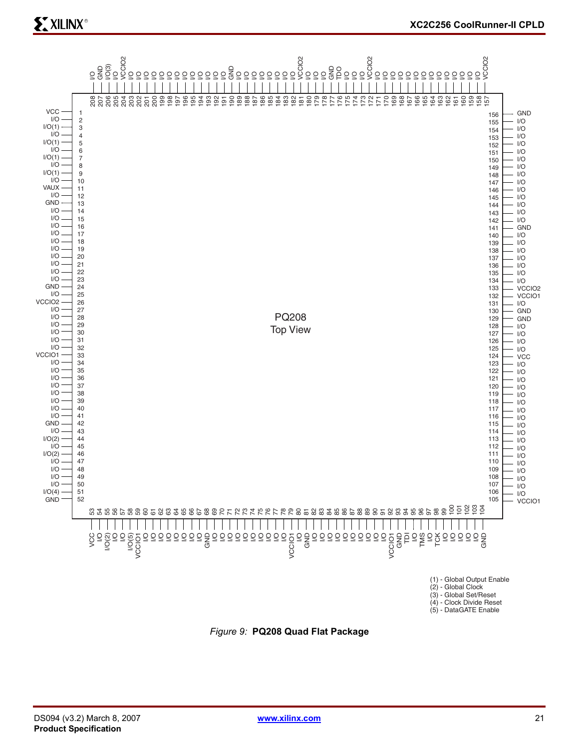PQ208
Top View

| Pin | Function | Pin | Function | Pin | Function | Pin | Function |
|---|---|---|---|---|---|---|---|
| 1 | VCC | 53 | VCC | 105 | VCCIO1 | 157 | VCCIO2 |
| 2 | I/O | 54 | I/O | 106 | I/O | 158 | I/O |
| 3 | I/O(1) | 55 | I/O(2) | 107 | I/O | 159 | I/O |
| 4 | I/O | 56 | I/O | 108 | I/O | 160 | I/O |
| 5 | I/O(1) | 57 | I/O | 109 | I/O | 161 | I/O |
| 6 | I/O | 58 | I/O(5) | 110 | I/O | 162 | I/O |
| 7 | I/O(1) | 59 | VCCIO1 | 111 | I/O | 163 | I/O |
| 8 | I/O | 60 | I/O | 112 | I/O | 164 | I/O |
| 9 | I/O(1) | 61 | I/O | 113 | I/O | 165 | I/O |
| 10 | I/O | 62 | I/O | 114 | I/O | 166 | I/O |
| 11 | VAUX | 63 | I/O | 115 | I/O | 167 | I/O |
| 12 | I/O | 64 | I/O | 116 | I/O | 168 | I/O |
| 13 | GND | 65 | I/O | 117 | I/O | 169 | I/O |
| 14 | I/O | 66 | I/O | 118 | I/O | 170 | I/O |
| 15 | I/O | 67 | I/O | 119 | I/O | 171 | I/O |
| 16 | I/O | 68 | GND | 120 | I/O | 172 | VCCIO2 |
| 17 | I/O | 69 | I/O | 121 | I/O | 173 | I/O |
| 18 | I/O | 70 | I/O | 122 | I/O | 174 | I/O |
| 19 | I/O | 71 | I/O | 123 | I/O | 175 | I/O |
| 20 | I/O | 72 | I/O | 124 | VCC | 176 | TDO |
| 21 | I/O | 73 | I/O | 125 | I/O | 177 | GND |
| 22 | I/O | 74 | I/O | 126 | I/O | 178 | I/O |
| 23 | I/O | 75 | I/O | 127 | I/O | 179 | I/O |
| 24 | GND | 76 | I/O | 128 | I/O | 180 | I/O |
| 25 | I/O | 77 | I/O | 129 | GND | 181 | VCCIO2 |
| 26 | VCCIO2 | 78 | I/O | 130 | GND | 182 | I/O |
| 27 | I/O | 79 | VCCIO1 | 131 | I/O | 183 | I/O |
| 28 | I/O | 80 | I/O | 132 | VCCIO1 | 184 | I/O |
| 29 | I/O | 81 | GND | 133 | VCCIO2 | 185 | I/O |
| 30 | I/O | 82 | I/O | 134 | I/O | 186 | I/O |
| 31 | I/O | 83 | I/O | 135 | I/O | 187 | I/O |
| 32 | I/O | 84 | I/O | 136 | I/O | 188 | I/O |
| 33 | VCCIO1 | 85 | I/O | 137 | I/O | 189 | I/O |
| 34 | I/O | 86 | I/O | 138 | I/O | 190 | GND |
| 35 | I/O | 87 | I/O | 139 | I/O | 191 | I/O |
| 36 | I/O | 88 | I/O | 140 | I/O | 192 | I/O |
| 37 | I/O | 89 | I/O | 141 | GND | 193 | I/O |
| 38 | I/O | 90 | I/O | 142 | I/O | 194 | I/O |
| 39 | I/O | 91 | I/O | 143 | I/O | 195 | I/O |
| 40 | I/O | 92 | VCCIO1 | 144 | I/O | 196 | I/O |
| 41 | I/O | 93 | GND | 145 | I/O | 197 | I/O |
| 42 | GND | 94 | TDI | 146 | I/O | 198 | I/O |
| 43 | I/O | 95 | I/O | 147 | I/O | 199 | I/O |
| 44 | I/O(2) | 96 | TMS | 148 | I/O | 200 | I/O |
| 45 | I/O | 97 | I/O | 149 | I/O | 201 | I/O |
| 46 | I/O(2) | 98 | TCK | 150 | I/O | 202 | I/O |
| 47 | I/O | 99 | I/O | 151 | I/O | 203 | I/O |
| 48 | I/O | 100 | I/O | 152 | I/O | 204 | VCCIO2 |
| 49 | I/O | 101 | I/O | 153 | I/O | 205 | I/O |
| 50 | I/O | 102 | I/O | 154 | I/O | 206 | I/O(3) |
| 51 | I/O(4) | 103 | I/O | 155 | I/O | 207 | GND |
| 52 | GND | 104 | GND | 156 | GND | 208 | I/O |

(1) - Global Output Enable
(2) - Global Clock
(3) - Global Set/Reset
(4) - Clock Divide Reset
(5) - DataGATE Enable

*Figure 9:* **PQ208 Quad Flat Package**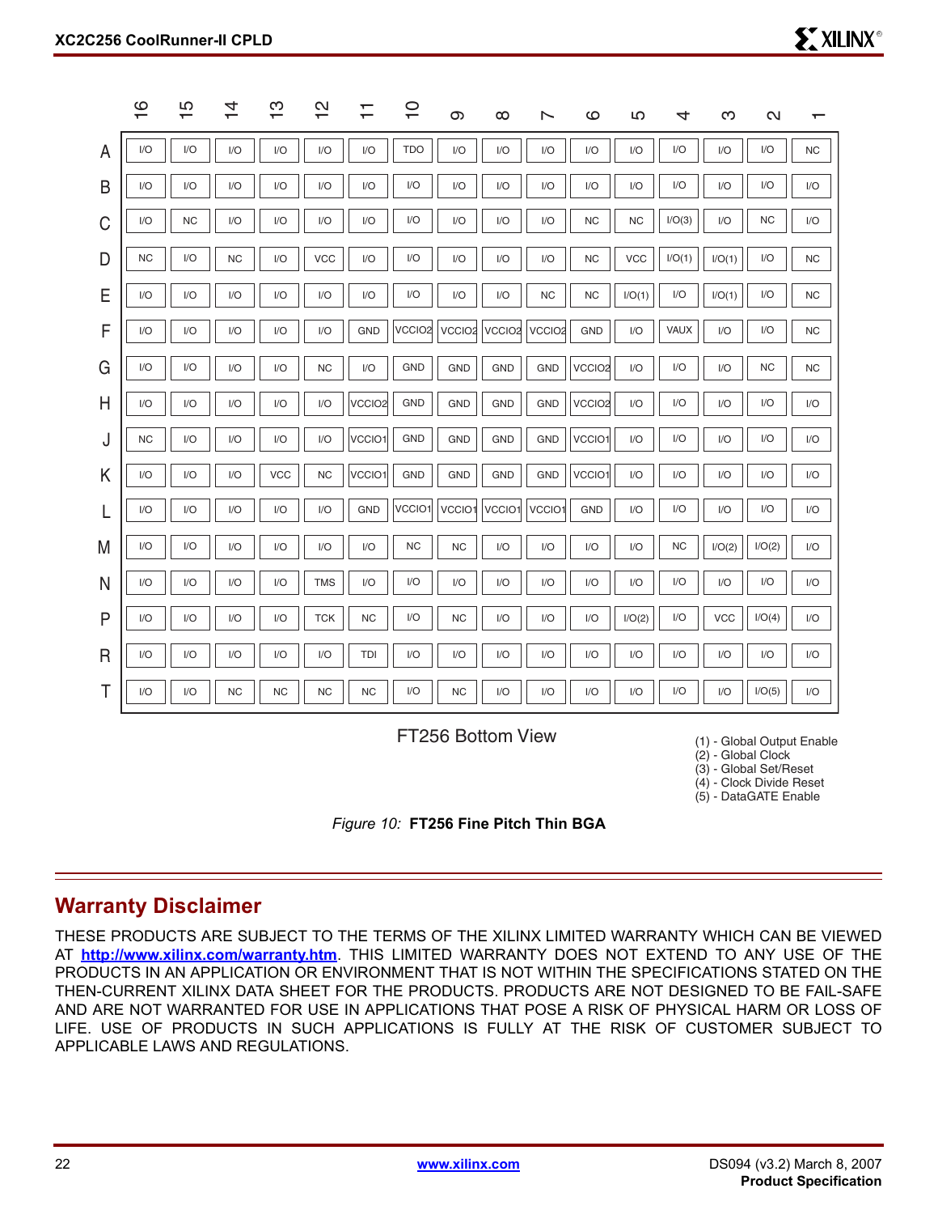| | 16 | 15 | 14 | 13 | 12 | 11 | 10 | 9 | 8 | 7 | 6 | 5 | 4 | 3 | 2 | 1 |
|---|---|---|---|---|---|---|---|---|---|---|---|---|---|---|---|---|
| A | I/O | I/O | I/O | I/O | I/O | I/O | TDO | I/O | I/O | I/O | I/O | I/O | I/O | I/O | I/O | NC |
| B | I/O | I/O | I/O | I/O | I/O | I/O | I/O | I/O | I/O | I/O | I/O | I/O | I/O | I/O | I/O | I/O |
| C | I/O | NC | I/O | I/O | I/O | I/O | I/O | I/O | I/O | I/O | NC | NC | I/O(3) | I/O | NC | I/O |
| D | NC | I/O | NC | I/O | VCC | I/O | I/O | I/O | I/O | I/O | NC | VCC | I/O(1) | I/O(1) | I/O | NC |
| E | I/O | I/O | I/O | I/O | I/O | I/O | I/O | I/O | I/O | NC | NC | I/O(1) | I/O | I/O(1) | I/O | NC |
| F | I/O | I/O | I/O | I/O | I/O | GND | VCCIO2 | VCCIO2 | VCCIO2 | VCCIO2 | GND | I/O | VAUX | I/O | I/O | NC |
| G | I/O | I/O | I/O | I/O | NC | I/O | GND | GND | GND | GND | VCCIO2 | I/O | I/O | I/O | NC | NC |
| H | I/O | I/O | I/O | I/O | I/O | VCCIO2 | GND | GND | GND | GND | VCCIO2 | I/O | I/O | I/O | I/O | I/O |
| J | NC | I/O | I/O | I/O | I/O | VCCIO1 | GND | GND | GND | GND | VCCIO1 | I/O | I/O | I/O | I/O | I/O |
| K | I/O | I/O | I/O | VCC | NC | VCCIO1 | GND | GND | GND | GND | VCCIO1 | I/O | I/O | I/O | I/O | I/O |
| L | I/O | I/O | I/O | I/O | I/O | GND | VCCIO1 | VCCIO1 | VCCIO1 | VCCIO1 | GND | I/O | I/O | I/O | I/O | I/O |
| M | I/O | I/O | I/O | I/O | I/O | I/O | NC | NC | I/O | I/O | I/O | I/O | NC | I/O(2) | I/O(2) | I/O |
| N | I/O | I/O | I/O | I/O | TMS | I/O | I/O | I/O | I/O | I/O | I/O | I/O | I/O | I/O | I/O | I/O |
| P | I/O | I/O | I/O | I/O | TCK | NC | I/O | NC | I/O | I/O | I/O | I/O(2) | I/O | VCC | I/O(4) | I/O |
| R | I/O | I/O | I/O | I/O | I/O | TDI | I/O | I/O | I/O | I/O | I/O | I/O | I/O | I/O | I/O | I/O |
| T | I/O | I/O | NC | NC | NC | NC | I/O | NC | I/O | I/O | I/O | I/O | I/O | I/O | I/O(5) | I/O |

FT256 Bottom View

(1) - Global Output Enable
(2) - Global Clock
(3) - Global Set/Reset
(4) - Clock Divide Reset
(5) - DataGATE Enable

*Figure 10:* **FT256 Fine Pitch Thin BGA**

## Warranty Disclaimer

THESE PRODUCTS ARE SUBJECT TO THE TERMS OF THE XILINX LIMITED WARRANTY WHICH CAN BE VIEWED AT **http://www.xilinx.com/warranty.htm**. THIS LIMITED WARRANTY DOES NOT EXTEND TO ANY USE OF THE PRODUCTS IN AN APPLICATION OR ENVIRONMENT THAT IS NOT WITHIN THE SPECIFICATIONS STATED ON THE THEN-CURRENT XILINX DATA SHEET FOR THE PRODUCTS. PRODUCTS ARE NOT DESIGNED TO BE FAIL-SAFE AND ARE NOT WARRANTED FOR USE IN APPLICATIONS THAT POSE A RISK OF PHYSICAL HARM OR LOSS OF LIFE. USE OF PRODUCTS IN SUCH APPLICATIONS IS FULLY AT THE RISK OF CUSTOMER SUBJECT TO APPLICABLE LAWS AND REGULATIONS.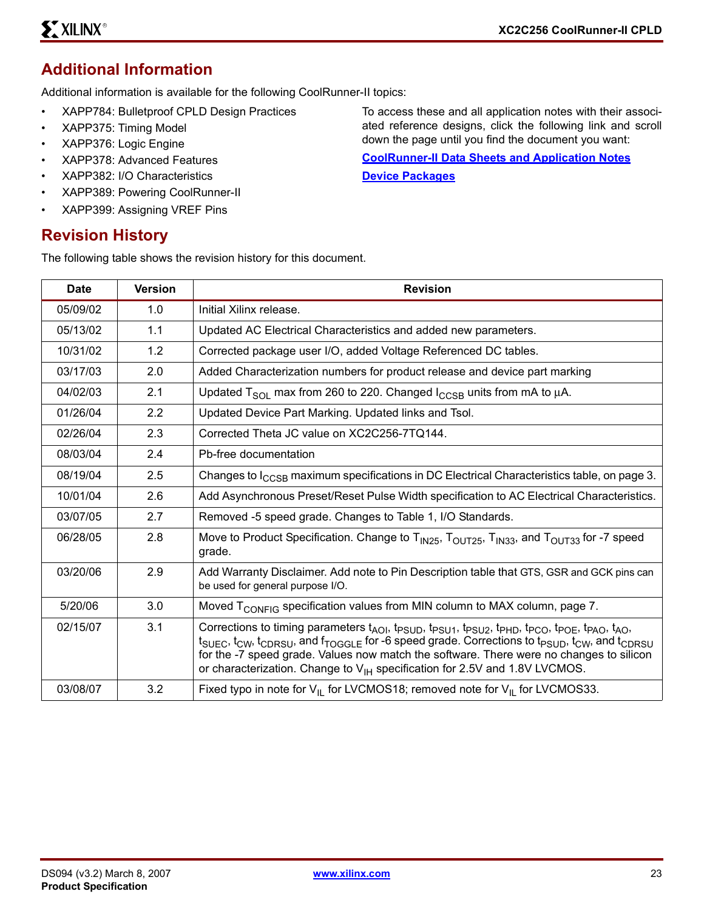## Additional Information

Additional information is available for the following CoolRunner-II topics:

- XAPP784: Bulletproof CPLD Design Practices
- XAPP375: Timing Model
- XAPP376: Logic Engine
- XAPP378: Advanced Features
- XAPP382: I/O Characteristics
- XAPP389: Powering CoolRunner-II
- XAPP399: Assigning VREF Pins

To access these and all application notes with their associated reference designs, click the following link and scroll down the page until you find the document you want:

**CoolRunner-II Data Sheets and Application Notes**

**Device Packages**

## Revision History

The following table shows the revision history for this document.

| Date | Version | Revision |
|---|---|---|
| 05/09/02 | 1.0 | Initial Xilinx release. |
| 05/13/02 | 1.1 | Updated AC Electrical Characteristics and added new parameters. |
| 10/31/02 | 1.2 | Corrected package user I/O, added Voltage Referenced DC tables. |
| 03/17/03 | 2.0 | Added Characterization numbers for product release and device part marking |
| 04/02/03 | 2.1 | Updated $T_{SOL}$ max from 260 to 220. Changed $I_{CCSB}$ units from mA to µA. |
| 01/26/04 | 2.2 | Updated Device Part Marking. Updated links and Tsol. |
| 02/26/04 | 2.3 | Corrected Theta JC value on XC2C256-7TQ144. |
| 08/03/04 | 2.4 | Pb-free documentation |
| 08/19/04 | 2.5 | Changes to $I_{CCSB}$ maximum specifications in DC Electrical Characteristics table, on page 3. |
| 10/01/04 | 2.6 | Add Asynchronous Preset/Reset Pulse Width specification to AC Electrical Characteristics. |
| 03/07/05 | 2.7 | Removed -5 speed grade. Changes to Table 1, I/O Standards. |
| 06/28/05 | 2.8 | Move to Product Specification. Change to $T_{IN25}$, $T_{OUT25}$, $T_{IN33}$, and $T_{OUT33}$ for -7 speed grade. |
| 03/20/06 | 2.9 | Add Warranty Disclaimer. Add note to Pin Description table that GTS, GSR and GCK pins can be used for general purpose I/O. |
| 5/20/06 | 3.0 | Moved $T_{CONFIG}$ specification values from MIN column to MAX column, page 7. |
| 02/15/07 | 3.1 | Corrections to timing parameters $t_{AOI}$, $t_{PSUD}$, $t_{PSU1}$, $t_{PSU2}$, $t_{PHD}$, $t_{PCO}$, $t_{POE}$, $t_{PAO}$, $t_{AO}$, $t_{SUEC}$, $t_{CW}$, $t_{CDRSU}$, and $f_{TOGGLE}$ for -6 speed grade. Corrections to $t_{PSUD}$, $t_{CW}$, and $t_{CDRSU}$ for the -7 speed grade. Values now match the software. There were no changes to silicon or characterization. Change to $V_{IH}$ specification for 2.5V and 1.8V LVCMOS. |
| 03/08/07 | 3.2 | Fixed typo in note for $V_{IL}$ for LVCMOS18; removed note for $V_{IL}$ for LVCMOS33. |